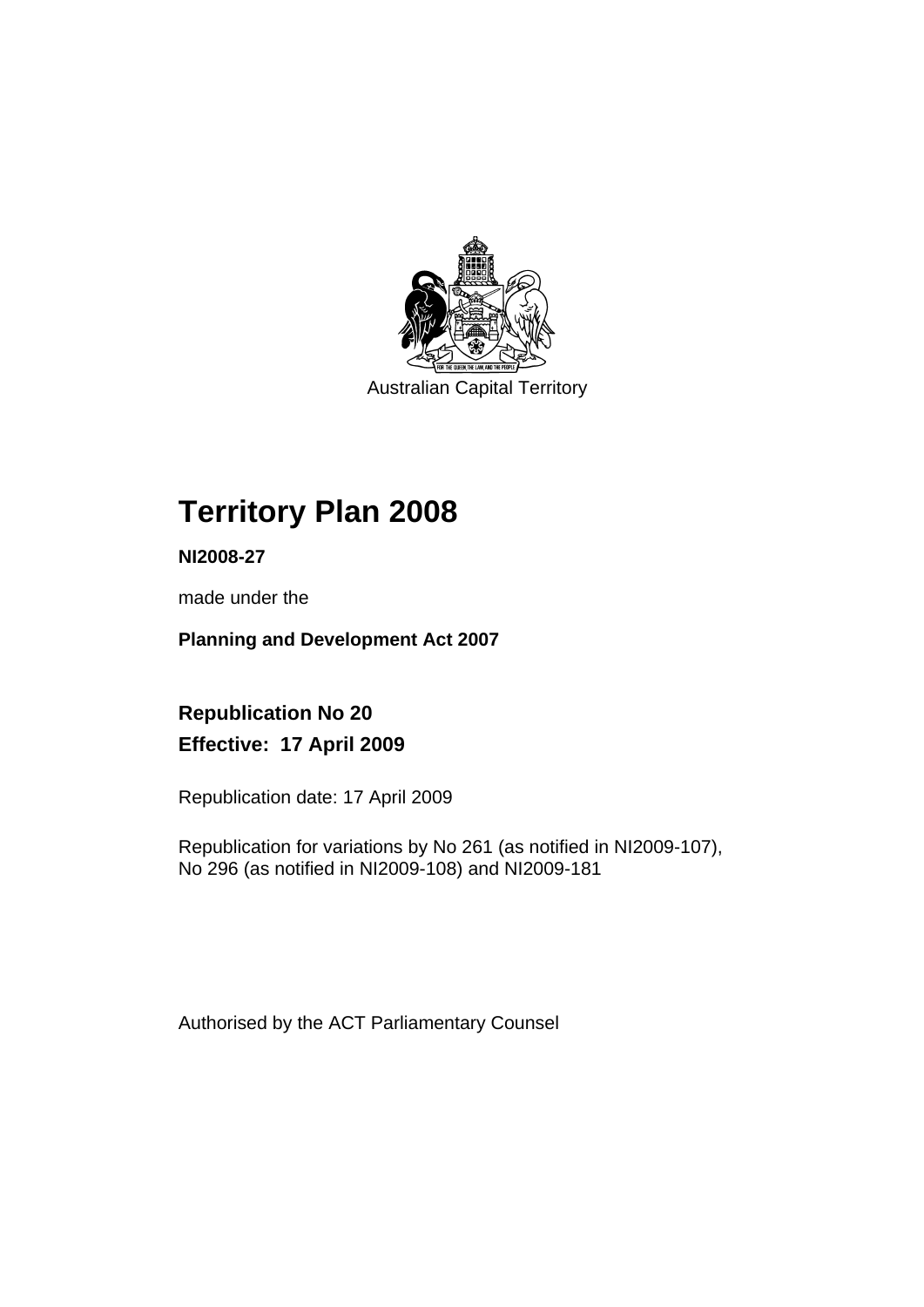Australian Capital Territory

# Territory Plan 2008

**NI2008-27**

made under the

**Planning and Development Act 2007**

## Republication No 20

## Effective: 17 April 2009

Republication date: 17 April 2009

Republication for variations by No 261 (as notified in NI2009-107), No 296 (as notified in NI2009-108) and NI2009-181

Authorised by the ACT Parliamentary Counsel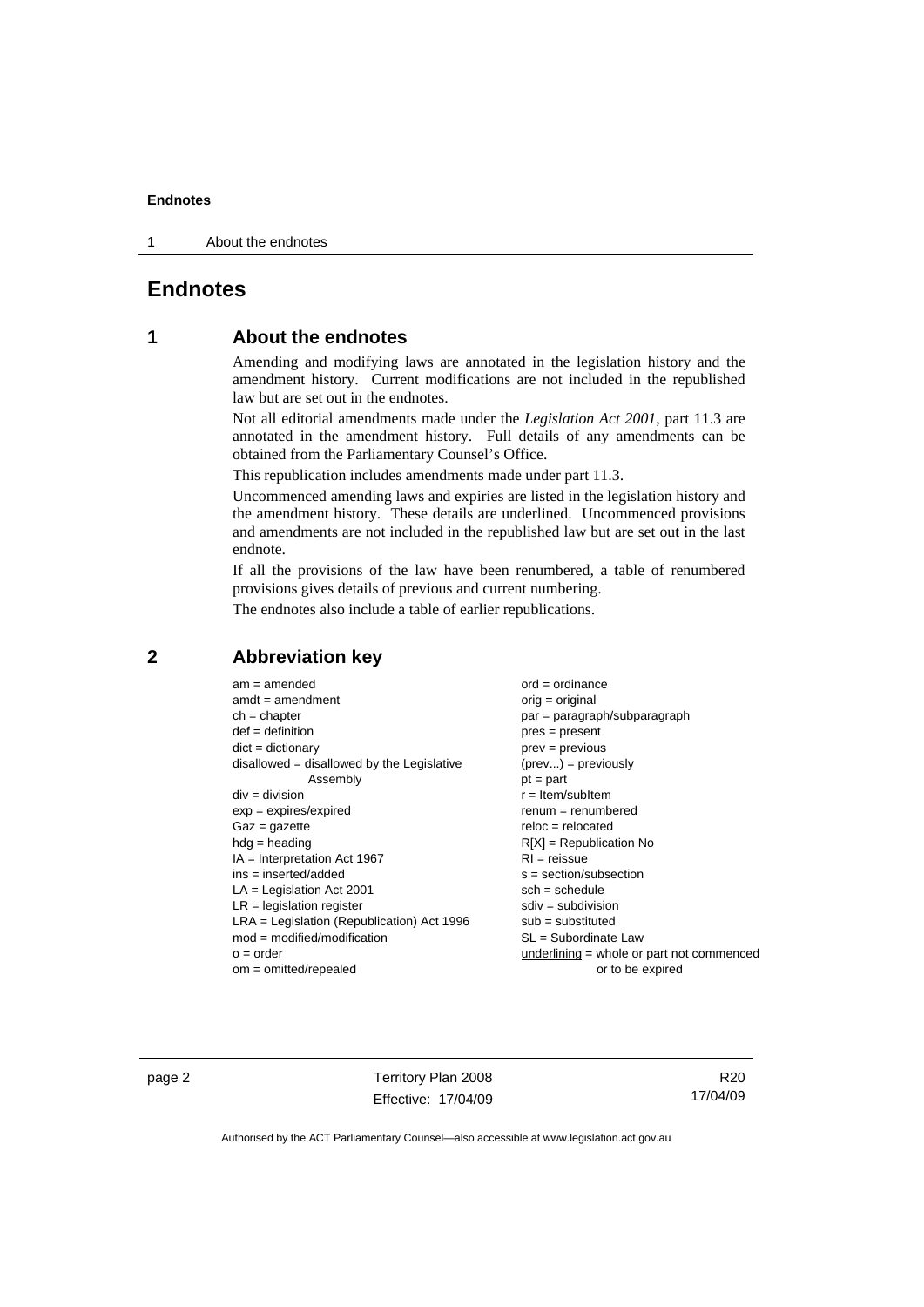# Endnotes

## 1 About the endnotes

Amending and modifying laws are annotated in the legislation history and the amendment history. Current modifications are not included in the republished law but are set out in the endnotes.

Not all editorial amendments made under the *Legislation Act 2001*, part 11.3 are annotated in the amendment history. Full details of any amendments can be obtained from the Parliamentary Counsel's Office.

This republication includes amendments made under part 11.3.

Uncommenced amending laws and expiries are listed in the legislation history and the amendment history. These details are underlined. Uncommenced provisions and amendments are not included in the republished law but are set out in the last endnote.

If all the provisions of the law have been renumbered, a table of renumbered provisions gives details of previous and current numbering.

The endnotes also include a table of earlier republications.

## 2 Abbreviation key

am = amended
amdt = amendment
ch = chapter
def = definition
dict = dictionary
disallowed = disallowed by the Legislative Assembly
div = division
exp = expires/expired
Gaz = gazette
hdg = heading
IA = Interpretation Act 1967
ins = inserted/added
LA = Legislation Act 2001
LR = legislation register
LRA = Legislation (Republication) Act 1996
mod = modified/modification
o = order
om = omitted/repealed
ord = ordinance
orig = original
par = paragraph/subparagraph
pres = present
prev = previous
(prev...) = previously
pt = part
r = Item/subItem
renum = renumbered
reloc = relocated
R[X] = Republication No
RI = reissue
s = section/subsection
sch = schedule
sdiv = subdivision
sub = substituted
SL = Subordinate Law
underlining = whole or part not commenced or to be expired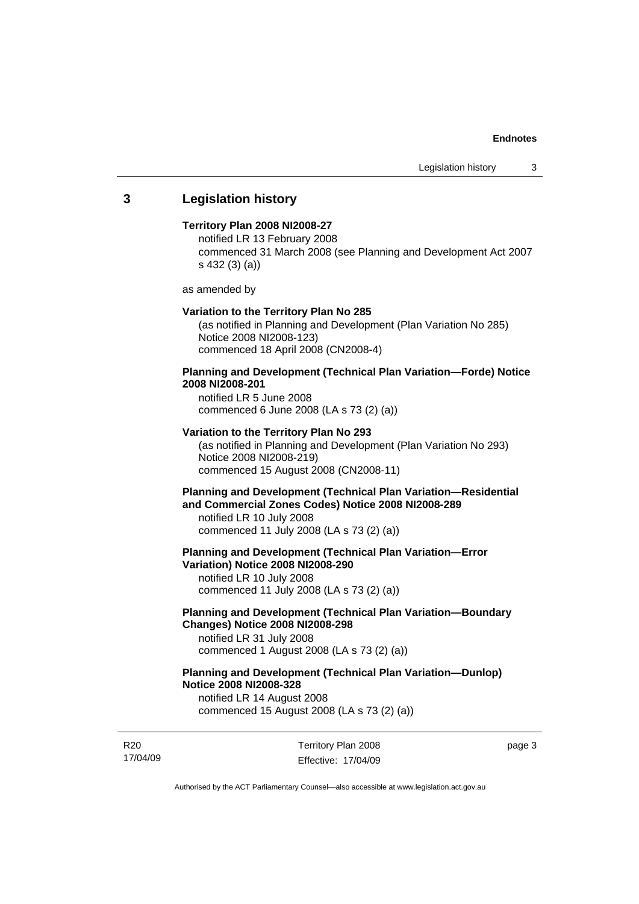## 3 Legislation history

**Territory Plan 2008 NI2008-27**

notified LR 13 February 2008
commenced 31 March 2008 (see Planning and Development Act 2007 s 432 (3) (a))

as amended by

**Variation to the Territory Plan No 285**

(as notified in Planning and Development (Plan Variation No 285) Notice 2008 NI2008-123)
commenced 18 April 2008 (CN2008-4)

**Planning and Development (Technical Plan Variation—Forde) Notice 2008 NI2008-201**

notified LR 5 June 2008
commenced 6 June 2008 (LA s 73 (2) (a))

**Variation to the Territory Plan No 293**

(as notified in Planning and Development (Plan Variation No 293) Notice 2008 NI2008-219)
commenced 15 August 2008 (CN2008-11)

**Planning and Development (Technical Plan Variation—Residential and Commercial Zones Codes) Notice 2008 NI2008-289**

notified LR 10 July 2008
commenced 11 July 2008 (LA s 73 (2) (a))

**Planning and Development (Technical Plan Variation—Error Variation) Notice 2008 NI2008-290**

notified LR 10 July 2008
commenced 11 July 2008 (LA s 73 (2) (a))

**Planning and Development (Technical Plan Variation—Boundary Changes) Notice 2008 NI2008-298**

notified LR 31 July 2008
commenced 1 August 2008 (LA s 73 (2) (a))

**Planning and Development (Technical Plan Variation—Dunlop) Notice 2008 NI2008-328**

notified LR 14 August 2008
commenced 15 August 2008 (LA s 73 (2) (a))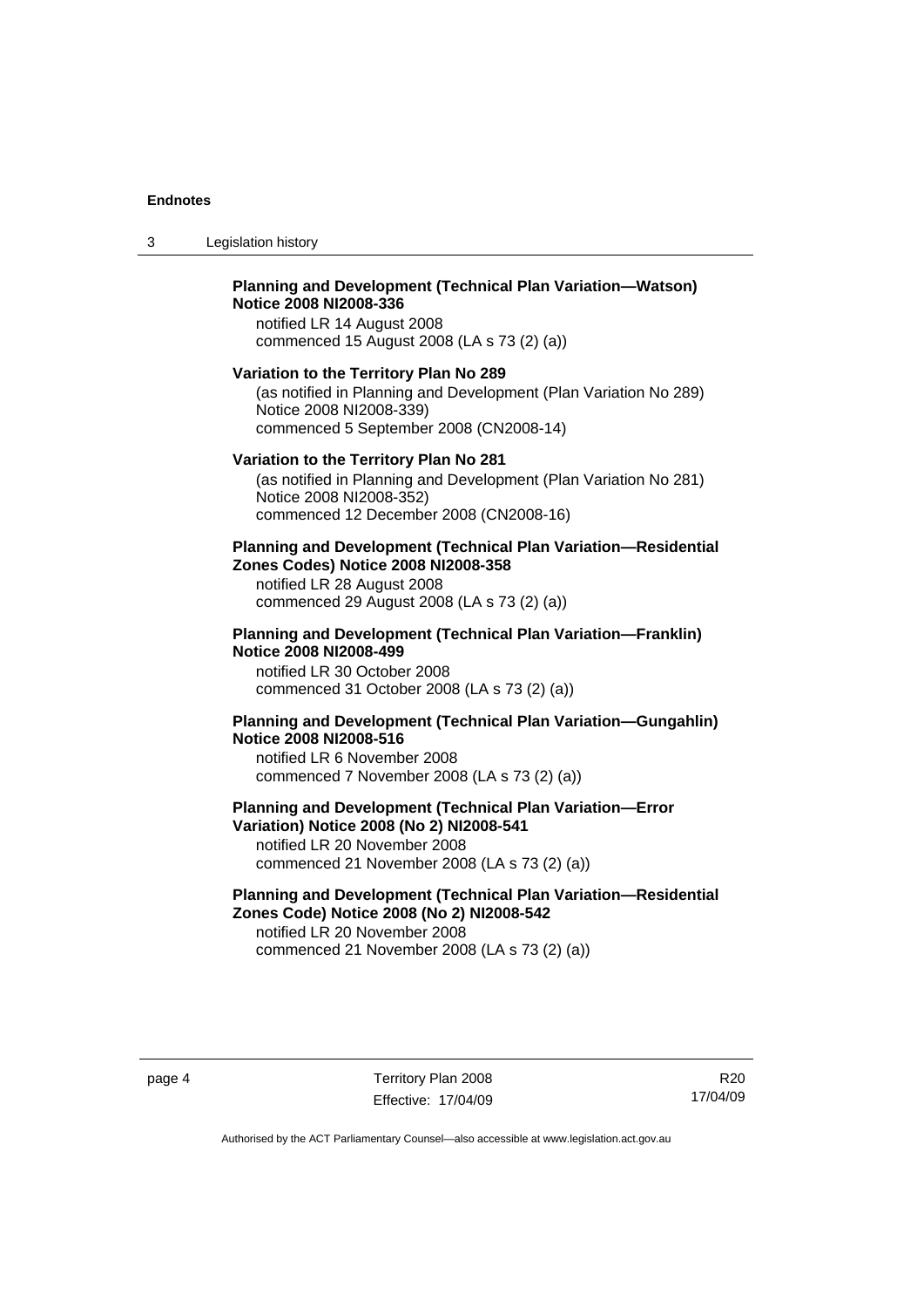**Planning and Development (Technical Plan Variation—Watson) Notice 2008 NI2008-336**
notified LR 14 August 2008
commenced 15 August 2008 (LA s 73 (2) (a))

**Variation to the Territory Plan No 289**
(as notified in Planning and Development (Plan Variation No 289) Notice 2008 NI2008-339)
commenced 5 September 2008 (CN2008-14)

**Variation to the Territory Plan No 281**
(as notified in Planning and Development (Plan Variation No 281) Notice 2008 NI2008-352)
commenced 12 December 2008 (CN2008-16)

**Planning and Development (Technical Plan Variation—Residential Zones Codes) Notice 2008 NI2008-358**
notified LR 28 August 2008
commenced 29 August 2008 (LA s 73 (2) (a))

**Planning and Development (Technical Plan Variation—Franklin) Notice 2008 NI2008-499**
notified LR 30 October 2008
commenced 31 October 2008 (LA s 73 (2) (a))

**Planning and Development (Technical Plan Variation—Gungahlin) Notice 2008 NI2008-516**
notified LR 6 November 2008
commenced 7 November 2008 (LA s 73 (2) (a))

**Planning and Development (Technical Plan Variation—Error Variation) Notice 2008 (No 2) NI2008-541**
notified LR 20 November 2008
commenced 21 November 2008 (LA s 73 (2) (a))

**Planning and Development (Technical Plan Variation—Residential Zones Code) Notice 2008 (No 2) NI2008-542**
notified LR 20 November 2008
commenced 21 November 2008 (LA s 73 (2) (a))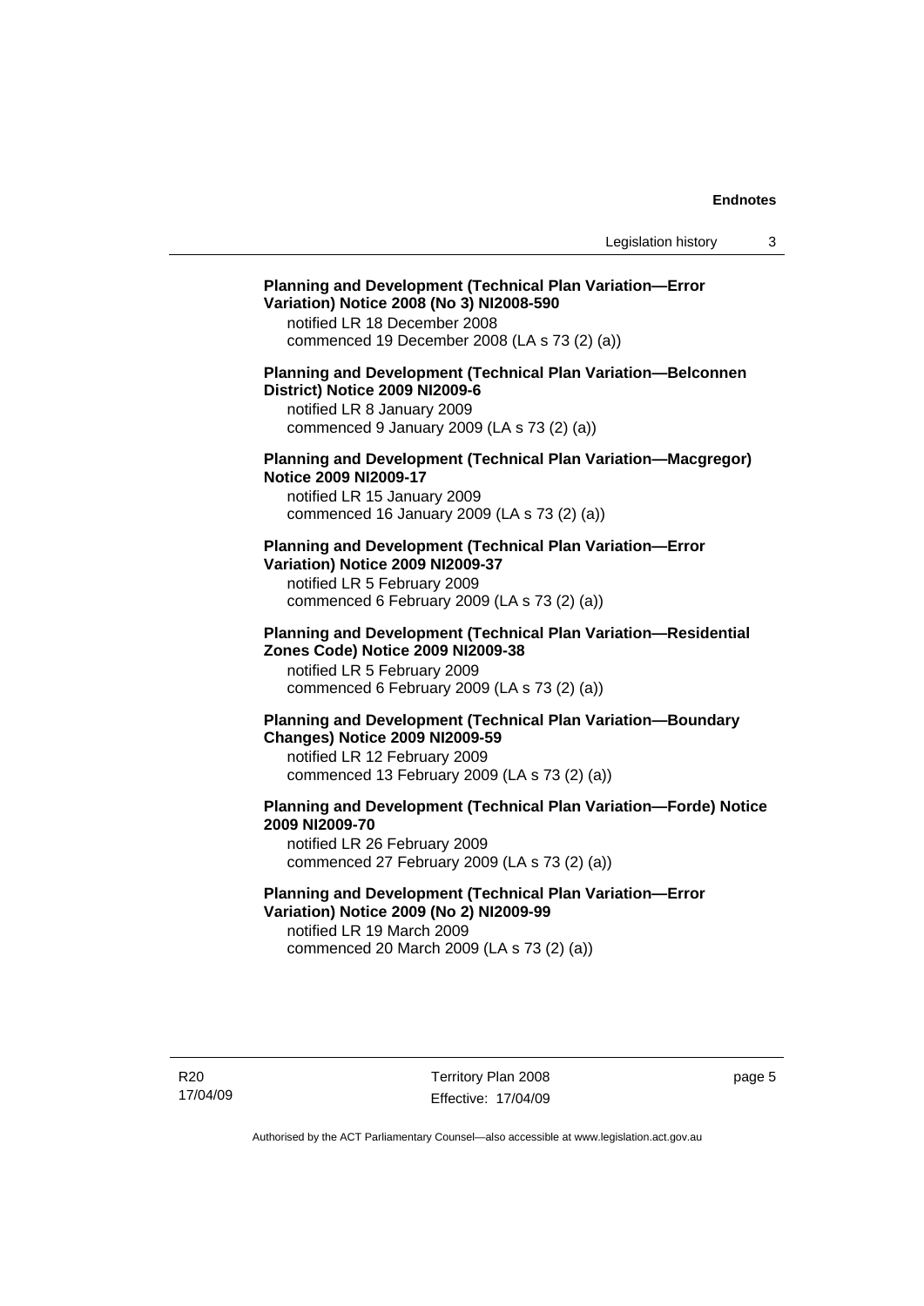**Planning and Development (Technical Plan Variation—Error Variation) Notice 2008 (No 3) NI2008-590**

notified LR 18 December 2008
commenced 19 December 2008 (LA s 73 (2) (a))

**Planning and Development (Technical Plan Variation—Belconnen District) Notice 2009 NI2009-6**

notified LR 8 January 2009
commenced 9 January 2009 (LA s 73 (2) (a))

**Planning and Development (Technical Plan Variation—Macgregor) Notice 2009 NI2009-17**

notified LR 15 January 2009
commenced 16 January 2009 (LA s 73 (2) (a))

**Planning and Development (Technical Plan Variation—Error Variation) Notice 2009 NI2009-37**

notified LR 5 February 2009
commenced 6 February 2009 (LA s 73 (2) (a))

**Planning and Development (Technical Plan Variation—Residential Zones Code) Notice 2009 NI2009-38**

notified LR 5 February 2009
commenced 6 February 2009 (LA s 73 (2) (a))

**Planning and Development (Technical Plan Variation—Boundary Changes) Notice 2009 NI2009-59**

notified LR 12 February 2009
commenced 13 February 2009 (LA s 73 (2) (a))

**Planning and Development (Technical Plan Variation—Forde) Notice 2009 NI2009-70**

notified LR 26 February 2009
commenced 27 February 2009 (LA s 73 (2) (a))

**Planning and Development (Technical Plan Variation—Error Variation) Notice 2009 (No 2) NI2009-99**

notified LR 19 March 2009
commenced 20 March 2009 (LA s 73 (2) (a))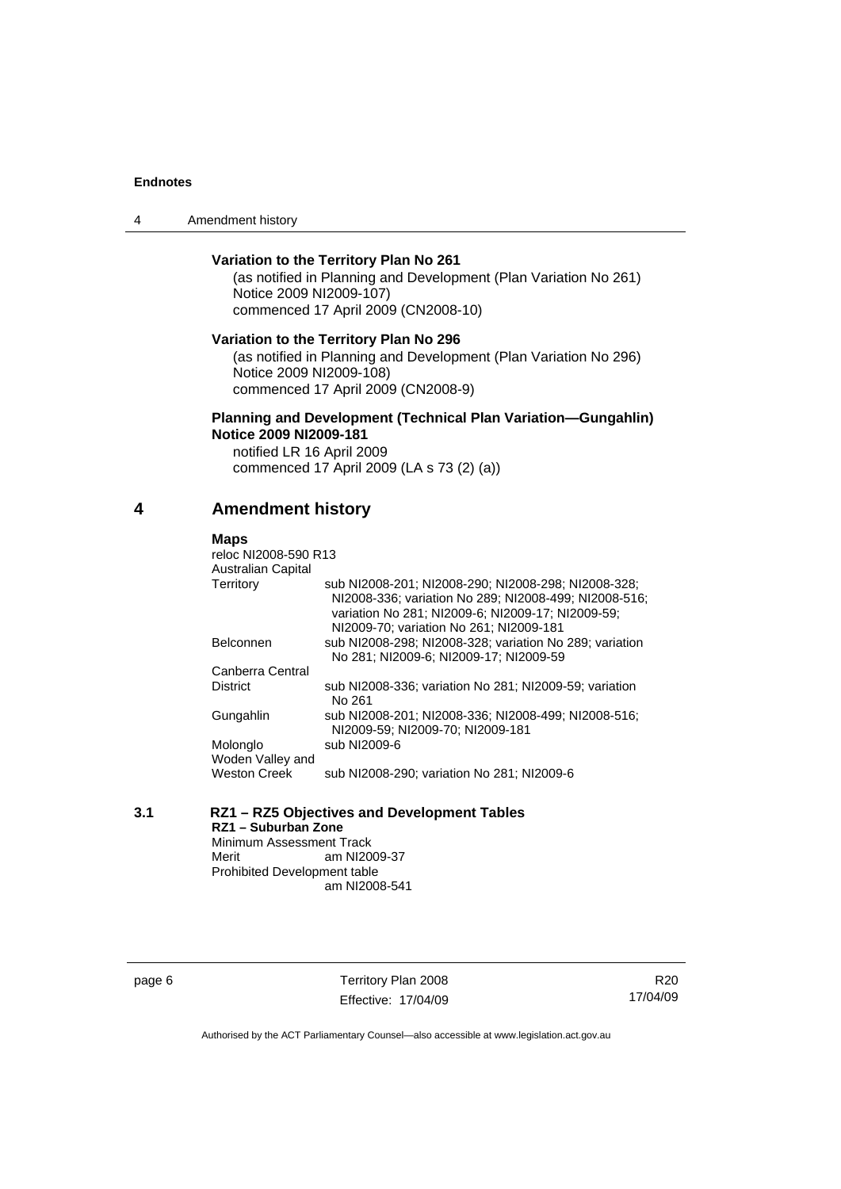**Variation to the Territory Plan No 261**

(as notified in Planning and Development (Plan Variation No 261) Notice 2009 NI2009-107)
commenced 17 April 2009 (CN2008-10)

**Variation to the Territory Plan No 296**

(as notified in Planning and Development (Plan Variation No 296) Notice 2009 NI2009-108)
commenced 17 April 2009 (CN2008-9)

**Planning and Development (Technical Plan Variation—Gungahlin) Notice 2009 NI2009-181**

notified LR 16 April 2009
commenced 17 April 2009 (LA s 73 (2) (a))

## 4 Amendment history

**Maps**

reloc NI2008-590 R13

| | |
|---|---|
| Australian Capital Territory | sub NI2008-201; NI2008-290; NI2008-298; NI2008-328; NI2008-336; variation No 289; NI2008-499; NI2008-516; variation No 281; NI2009-6; NI2009-17; NI2009-59; NI2009-70; variation No 261; NI2009-181 |
| Belconnen | sub NI2008-298; NI2008-328; variation No 289; variation No 281; NI2009-6; NI2009-17; NI2009-59 |
| Canberra Central District | sub NI2008-336; variation No 281; NI2009-59; variation No 261 |
| Gungahlin | sub NI2008-201; NI2008-336; NI2008-499; NI2008-516; NI2009-59; NI2009-70; NI2009-181 |
| Molonglo | sub NI2009-6 |
| Woden Valley and Weston Creek | sub NI2008-290; variation No 281; NI2009-6 |

**3.1 RZ1 – RZ5 Objectives and Development Tables**

**RZ1 – Suburban Zone**

Minimum Assessment Track
Merit am NI2009-37
Prohibited Development table
am NI2008-541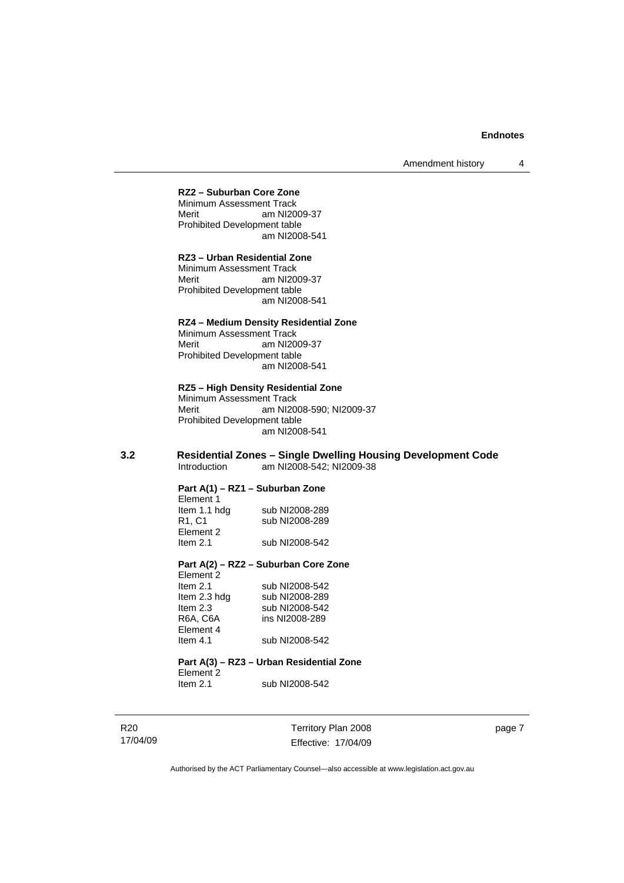**RZ2 – Suburban Core Zone**

Minimum Assessment Track
Merit am NI2009-37
Prohibited Development table
am NI2008-541

**RZ3 – Urban Residential Zone**

Minimum Assessment Track
Merit am NI2009-37
Prohibited Development table
am NI2008-541

**RZ4 – Medium Density Residential Zone**

Minimum Assessment Track
Merit am NI2009-37
Prohibited Development table
am NI2008-541

**RZ5 – High Density Residential Zone**

Minimum Assessment Track
Merit am NI2008-590; NI2009-37
Prohibited Development table
am NI2008-541

## 3.2 Residential Zones – Single Dwelling Housing Development Code

Introduction am NI2008-542; NI2009-38

**Part A(1) – RZ1 – Suburban Zone**

Element 1
Item 1.1 hdg sub NI2008-289
R1, C1 sub NI2008-289
Element 2
Item 2.1 sub NI2008-542

**Part A(2) – RZ2 – Suburban Core Zone**

Element 2
Item 2.1 sub NI2008-542
Item 2.3 hdg sub NI2008-289
Item 2.3 sub NI2008-542
R6A, C6A ins NI2008-289
Element 4
Item 4.1 sub NI2008-542

**Part A(3) – RZ3 – Urban Residential Zone**

Element 2
Item 2.1 sub NI2008-542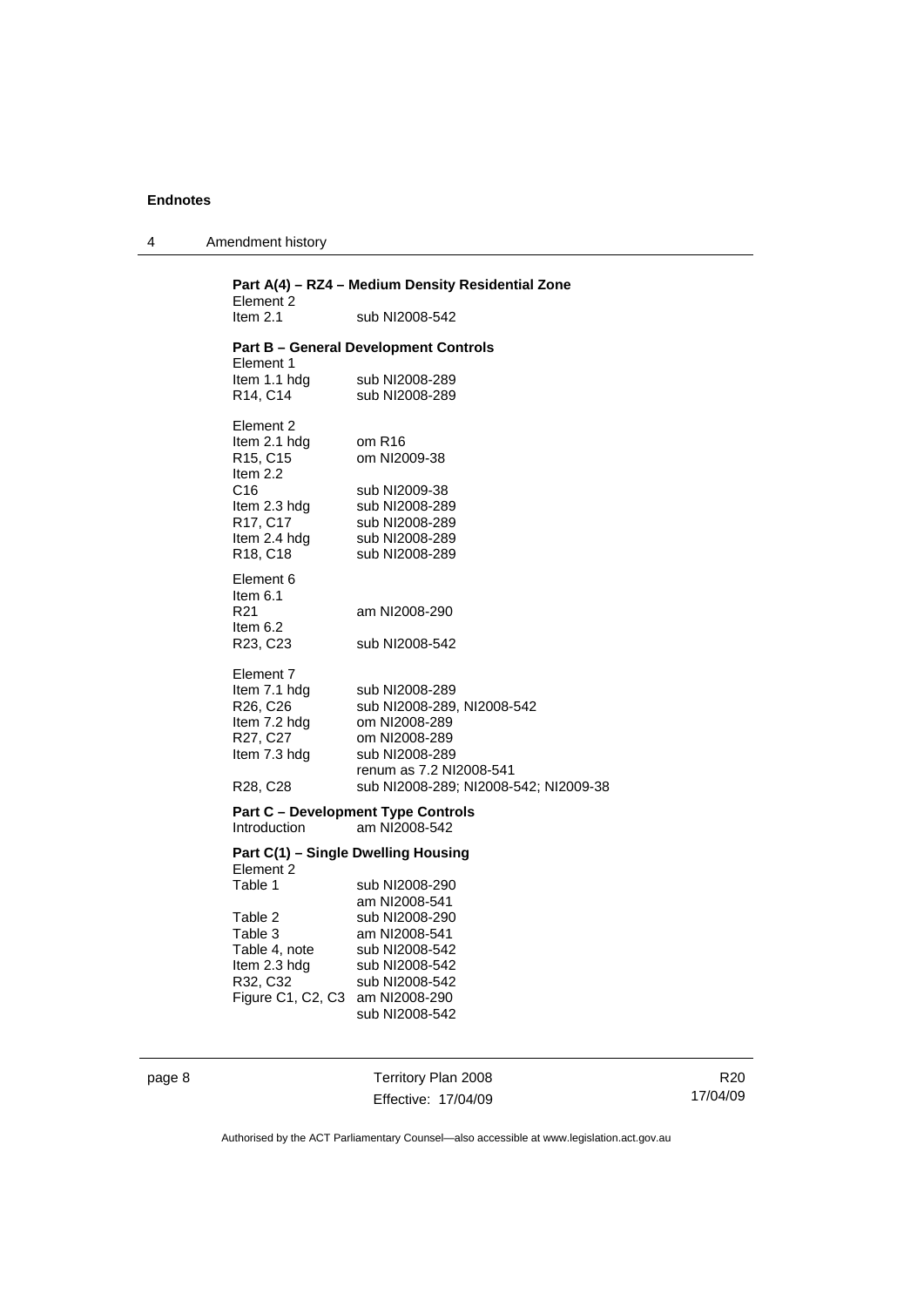**Part A(4) – RZ4 – Medium Density Residential Zone**

| | |
|---|---|
| Element 2 | |
| Item 2.1 | sub NI2008-542 |

**Part B – General Development Controls**

| | |
|---|---|
| Element 1 | |
| Item 1.1 hdg | sub NI2008-289 |
| R14, C14 | sub NI2008-289 |
| | |
| Element 2 | |
| Item 2.1 hdg | om R16 |
| R15, C15 | om NI2009-38 |
| Item 2.2 | |
| C16 | sub NI2009-38 |
| Item 2.3 hdg | sub NI2008-289 |
| R17, C17 | sub NI2008-289 |
| Item 2.4 hdg | sub NI2008-289 |
| R18, C18 | sub NI2008-289 |
| | |
| Element 6 | |
| Item 6.1 | |
| R21 | am NI2008-290 |
| Item 6.2 | |
| R23, C23 | sub NI2008-542 |
| | |
| Element 7 | |
| Item 7.1 hdg | sub NI2008-289 |
| R26, C26 | sub NI2008-289, NI2008-542 |
| Item 7.2 hdg | om NI2008-289 |
| R27, C27 | om NI2008-289 |
| Item 7.3 hdg | sub NI2008-289 |
| | renum as 7.2 NI2008-541 |
| R28, C28 | sub NI2008-289; NI2008-542; NI2009-38 |

**Part C – Development Type Controls**

| | |
|---|---|
| Introduction | am NI2008-542 |

**Part C(1) – Single Dwelling Housing**

| | |
|---|---|
| Element 2 | |
| Table 1 | sub NI2008-290 |
| | am NI2008-541 |
| Table 2 | sub NI2008-290 |
| Table 3 | am NI2008-541 |
| Table 4, note | sub NI2008-542 |
| Item 2.3 hdg | sub NI2008-542 |
| R32, C32 | sub NI2008-542 |
| Figure C1, C2, C3 | am NI2008-290 |
| | sub NI2008-542 |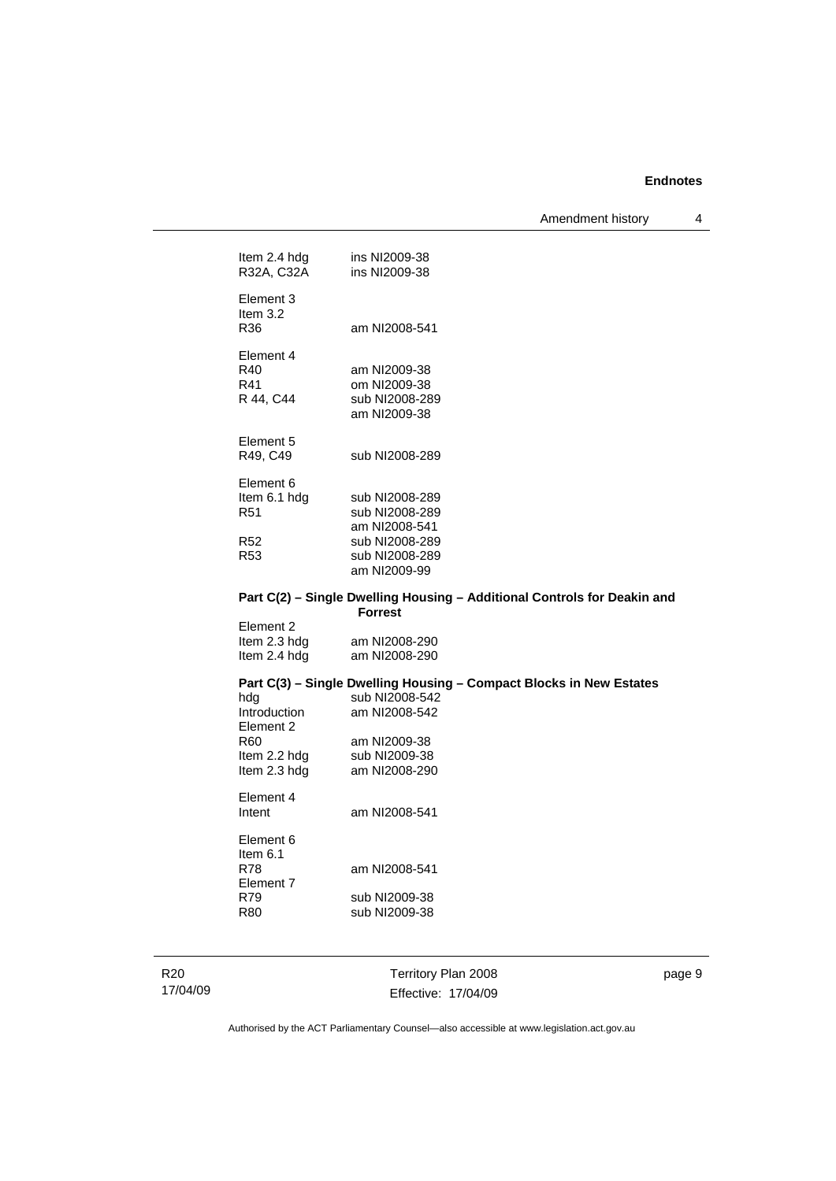| | |
|---|---|
| Item 2.4 hdg | ins NI2009-38 |
| R32A, C32A | ins NI2009-38 |
| Element 3 | |
| Item 3.2 | |
| R36 | am NI2008-541 |
| Element 4 | |
| R40 | am NI2009-38 |
| R41 | om NI2009-38 |
| R 44, C44 | sub NI2008-289<br>am NI2009-38 |
| Element 5 | |
| R49, C49 | sub NI2008-289 |
| Element 6 | |
| Item 6.1 hdg | sub NI2008-289 |
| R51 | sub NI2008-289<br>am NI2008-541 |
| R52 | sub NI2008-289 |
| R53 | sub NI2008-289<br>am NI2009-99 |

**Part C(2) – Single Dwelling Housing – Additional Controls for Deakin and Forrest**

| | |
|---|---|
| Element 2 | |
| Item 2.3 hdg | am NI2008-290 |
| Item 2.4 hdg | am NI2008-290 |

**Part C(3) – Single Dwelling Housing – Compact Blocks in New Estates**

| | |
|---|---|
| hdg | sub NI2008-542 |
| Introduction | am NI2008-542 |
| Element 2 | |
| R60 | am NI2009-38 |
| Item 2.2 hdg | sub NI2009-38 |
| Item 2.3 hdg | am NI2008-290 |
| Element 4 | |
| Intent | am NI2008-541 |
| Element 6 | |
| Item 6.1 | |
| R78 | am NI2008-541 |
| Element 7 | |
| R79 | sub NI2009-38 |
| R80 | sub NI2009-38 |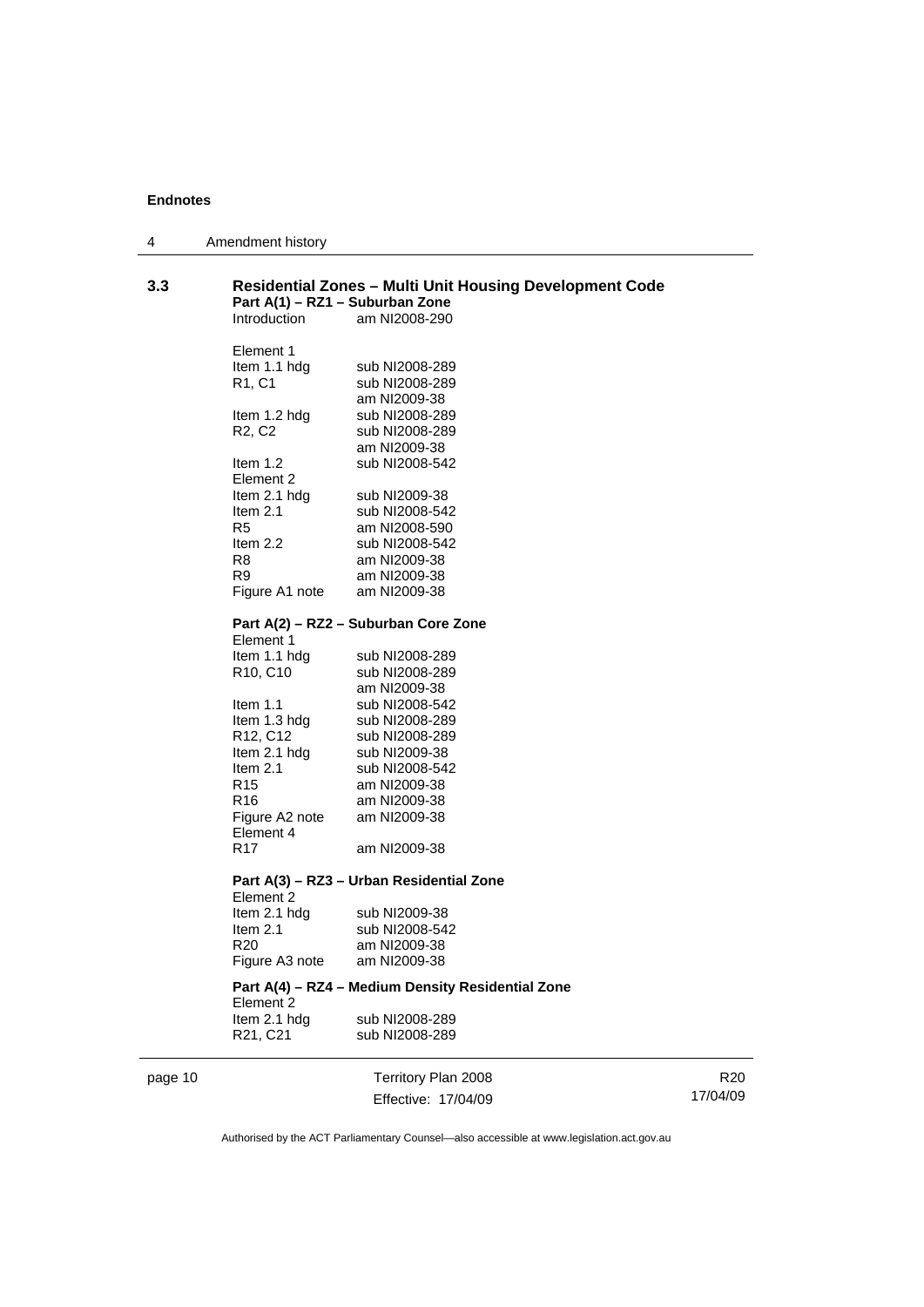## 3.3 Residential Zones – Multi Unit Housing Development Code

### Part A(1) – RZ1 – Suburban Zone

| | |
|---|---|
| Introduction | am NI2008-290 |
| Element 1 | |
| Item 1.1 hdg | sub NI2008-289 |
| R1, C1 | sub NI2008-289<br>am NI2009-38 |
| Item 1.2 hdg | sub NI2008-289 |
| R2, C2 | sub NI2008-289<br>am NI2009-38 |
| Item 1.2 | sub NI2008-542 |
| Element 2 | |
| Item 2.1 hdg | sub NI2009-38 |
| Item 2.1 | sub NI2008-542 |
| R5 | am NI2008-590 |
| Item 2.2 | sub NI2008-542 |
| R8 | am NI2009-38 |
| R9 | am NI2009-38 |
| Figure A1 note | am NI2009-38 |

### Part A(2) – RZ2 – Suburban Core Zone

| | |
|---|---|
| Element 1 | |
| Item 1.1 hdg | sub NI2008-289 |
| R10, C10 | sub NI2008-289<br>am NI2009-38 |
| Item 1.1 | sub NI2008-542 |
| Item 1.3 hdg | sub NI2008-289 |
| R12, C12 | sub NI2008-289 |
| Item 2.1 hdg | sub NI2009-38 |
| Item 2.1 | sub NI2008-542 |
| R15 | am NI2009-38 |
| R16 | am NI2009-38 |
| Figure A2 note | am NI2009-38 |
| Element 4 | |
| R17 | am NI2009-38 |

### Part A(3) – RZ3 – Urban Residential Zone

| | |
|---|---|
| Element 2 | |
| Item 2.1 hdg | sub NI2009-38 |
| Item 2.1 | sub NI2008-542 |
| R20 | am NI2009-38 |
| Figure A3 note | am NI2009-38 |

### Part A(4) – RZ4 – Medium Density Residential Zone

| | |
|---|---|
| Element 2 | |
| Item 2.1 hdg | sub NI2008-289 |
| R21, C21 | sub NI2008-289 |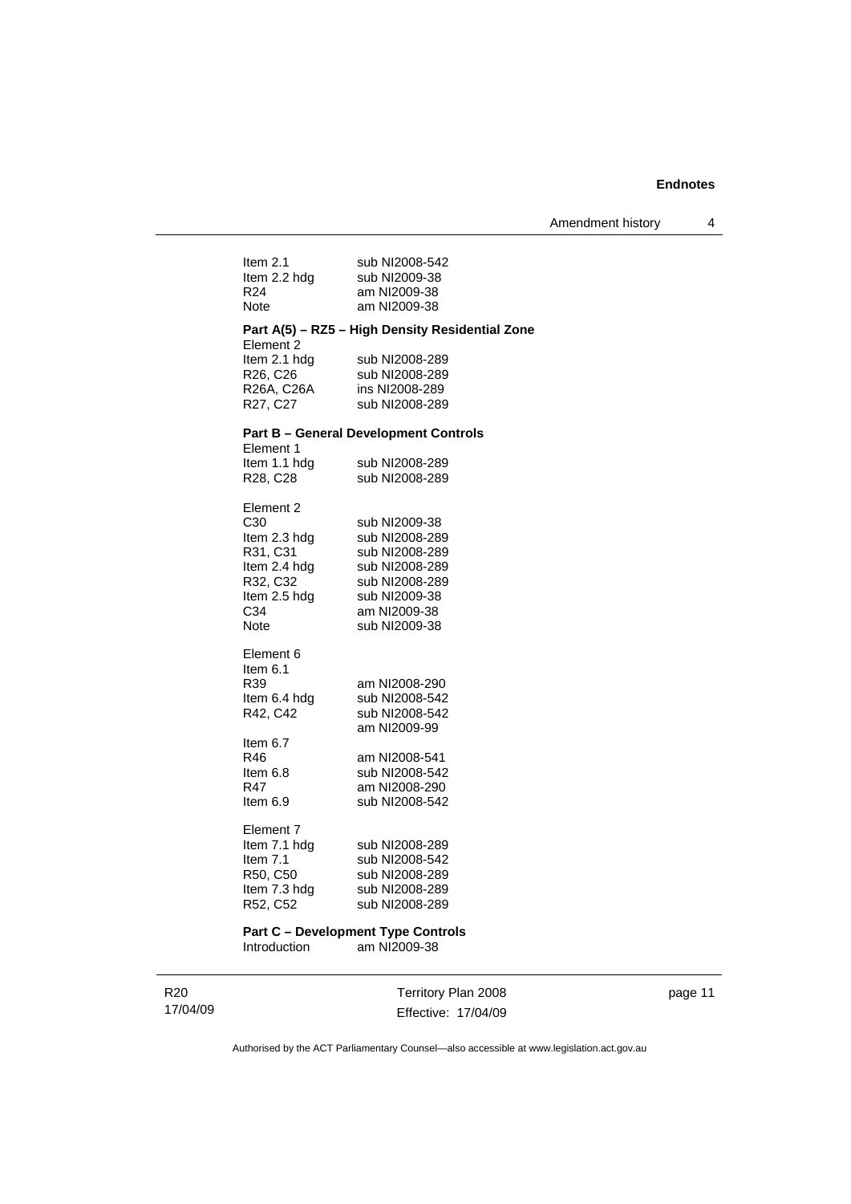Item 2.1 sub NI2008-542
Item 2.2 hdg sub NI2009-38
R24 am NI2009-38
Note am NI2009-38

**Part A(5) – RZ5 – High Density Residential Zone**

Element 2
Item 2.1 hdg sub NI2008-289
R26, C26 sub NI2008-289
R26A, C26A ins NI2008-289
R27, C27 sub NI2008-289

**Part B – General Development Controls**

Element 1
Item 1.1 hdg sub NI2008-289
R28, C28 sub NI2008-289

Element 2
C30 sub NI2009-38
Item 2.3 hdg sub NI2008-289
R31, C31 sub NI2008-289
Item 2.4 hdg sub NI2008-289
R32, C32 sub NI2008-289
Item 2.5 hdg sub NI2009-38
C34 am NI2009-38
Note sub NI2009-38

Element 6
Item 6.1
R39 am NI2008-290
Item 6.4 hdg sub NI2008-542
R42, C42 sub NI2008-542
am NI2009-99
Item 6.7
R46 am NI2008-541
Item 6.8 sub NI2008-542
R47 am NI2008-290
Item 6.9 sub NI2008-542

Element 7
Item 7.1 hdg sub NI2008-289
Item 7.1 sub NI2008-542
R50, C50 sub NI2008-289
Item 7.3 hdg sub NI2008-289
R52, C52 sub NI2008-289

**Part C – Development Type Controls**
Introduction am NI2009-38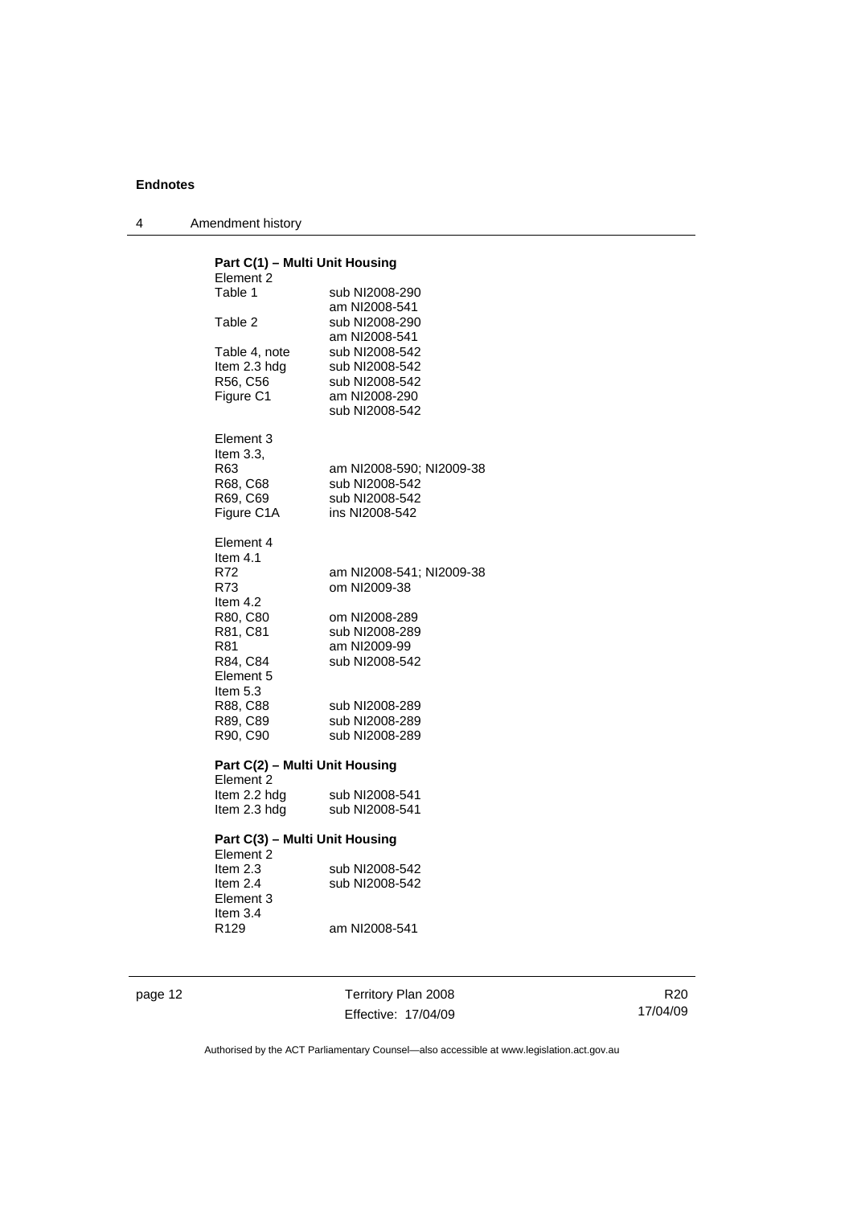**Part C(1) – Multi Unit Housing**

Element 2

| | |
|---|---|
| Table 1 | sub NI2008-290<br>am NI2008-541 |
| Table 2 | sub NI2008-290<br>am NI2008-541 |
| Table 4, note | sub NI2008-542 |
| Item 2.3 hdg | sub NI2008-542 |
| R56, C56 | sub NI2008-542 |
| Figure C1 | am NI2008-290<br>sub NI2008-542 |

Element 3
Item 3.3,

| | |
|---|---|
| R63 | am NI2008-590; NI2009-38 |
| R68, C68 | sub NI2008-542 |
| R69, C69 | sub NI2008-542 |
| Figure C1A | ins NI2008-542 |

Element 4
Item 4.1

| | |
|---|---|
| R72 | am NI2008-541; NI2009-38 |
| R73 | om NI2009-38 |

Item 4.2

| | |
|---|---|
| R80, C80 | om NI2008-289 |
| R81, C81 | sub NI2008-289 |
| R81 | am NI2009-99 |
| R84, C84 | sub NI2008-542 |

Element 5
Item 5.3

| | |
|---|---|
| R88, C88 | sub NI2008-289 |
| R89, C89 | sub NI2008-289 |
| R90, C90 | sub NI2008-289 |

**Part C(2) – Multi Unit Housing**

Element 2

| | |
|---|---|
| Item 2.2 hdg | sub NI2008-541 |
| Item 2.3 hdg | sub NI2008-541 |

**Part C(3) – Multi Unit Housing**

Element 2

| | |
|---|---|
| Item 2.3 | sub NI2008-542 |
| Item 2.4 | sub NI2008-542 |

Element 3
Item 3.4

| | |
|---|---|
| R129 | am NI2008-541 |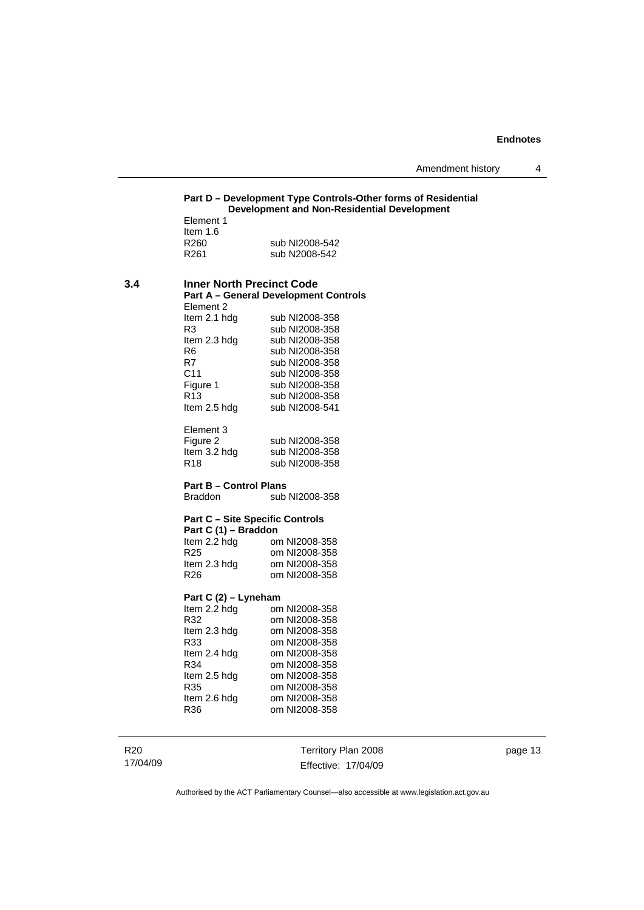**Part D – Development Type Controls-Other forms of Residential Development and Non-Residential Development**

Element 1
Item 1.6

| | |
|---|---|
| R260 | sub NI2008-542 |
| R261 | sub N2008-542 |

## 3.4 Inner North Precinct Code

**Part A – General Development Controls**

Element 2

| | |
|---|---|
| Item 2.1 hdg | sub NI2008-358 |
| R3 | sub NI2008-358 |
| Item 2.3 hdg | sub NI2008-358 |
| R6 | sub NI2008-358 |
| R7 | sub NI2008-358 |
| C11 | sub NI2008-358 |
| Figure 1 | sub NI2008-358 |
| R13 | sub NI2008-358 |
| Item 2.5 hdg | sub NI2008-541 |

Element 3

| | |
|---|---|
| Figure 2 | sub NI2008-358 |
| Item 3.2 hdg | sub NI2008-358 |
| R18 | sub NI2008-358 |

**Part B – Control Plans**

| | |
|---|---|
| Braddon | sub NI2008-358 |

**Part C – Site Specific Controls**

**Part C (1) – Braddon**

| | |
|---|---|
| Item 2.2 hdg | om NI2008-358 |
| R25 | om NI2008-358 |
| Item 2.3 hdg | om NI2008-358 |
| R26 | om NI2008-358 |

**Part C (2) – Lyneham**

| | |
|---|---|
| Item 2.2 hdg | om NI2008-358 |
| R32 | om NI2008-358 |
| Item 2.3 hdg | om NI2008-358 |
| R33 | om NI2008-358 |
| Item 2.4 hdg | om NI2008-358 |
| R34 | om NI2008-358 |
| Item 2.5 hdg | om NI2008-358 |
| R35 | om NI2008-358 |
| Item 2.6 hdg | om NI2008-358 |
| R36 | om NI2008-358 |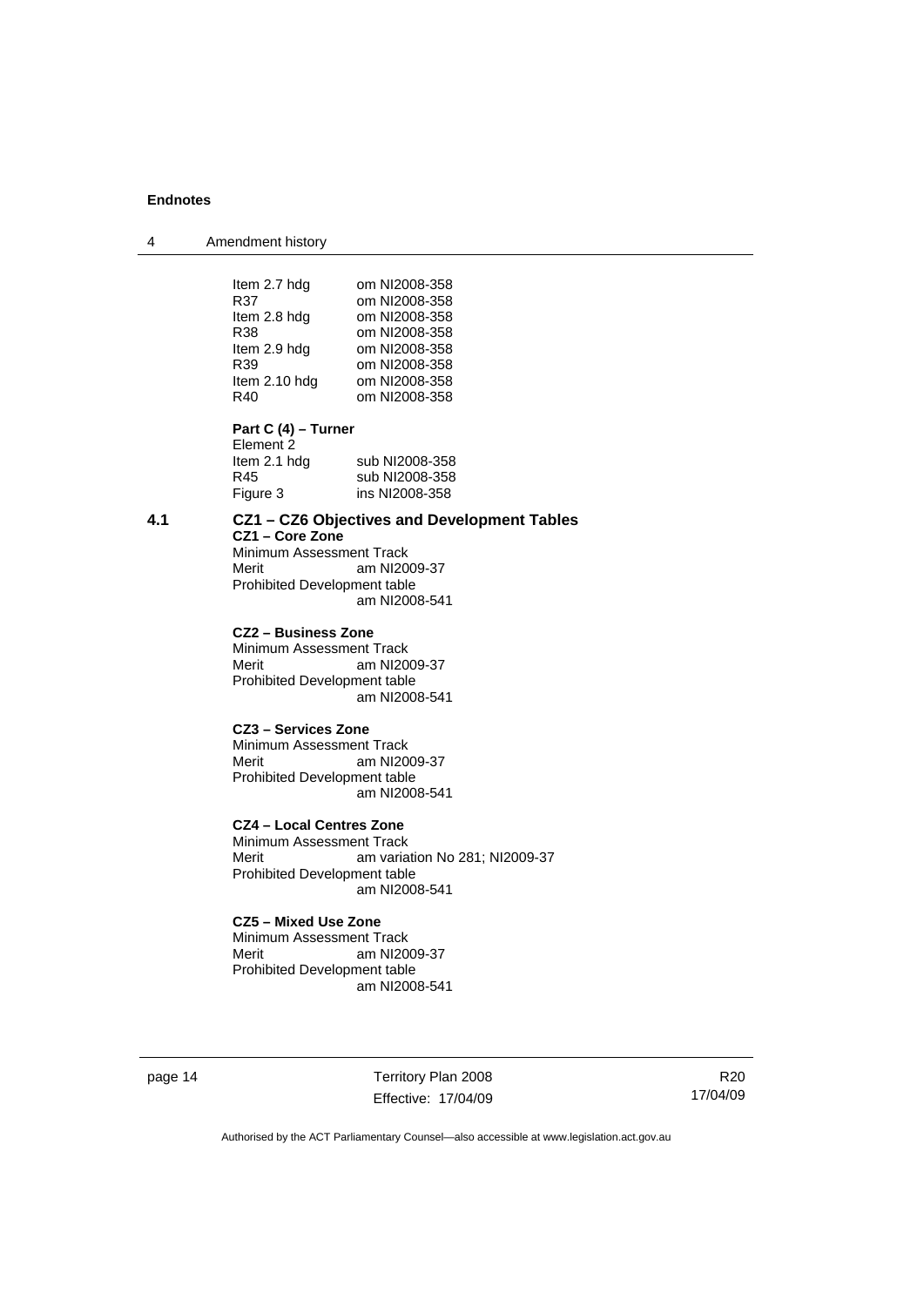Item 2.7 hdg om NI2008-358
R37 om NI2008-358
Item 2.8 hdg om NI2008-358
R38 om NI2008-358
Item 2.9 hdg om NI2008-358
R39 om NI2008-358
Item 2.10 hdg om NI2008-358
R40 om NI2008-358

**Part C (4) – Turner**

Element 2
Item 2.1 hdg sub NI2008-358
R45 sub NI2008-358
Figure 3 ins NI2008-358

## 4.1 CZ1 – CZ6 Objectives and Development Tables

**CZ1 – Core Zone**

Minimum Assessment Track
Merit am NI2009-37
Prohibited Development table
am NI2008-541

**CZ2 – Business Zone**

Minimum Assessment Track
Merit am NI2009-37
Prohibited Development table
am NI2008-541

**CZ3 – Services Zone**

Minimum Assessment Track
Merit am NI2009-37
Prohibited Development table
am NI2008-541

**CZ4 – Local Centres Zone**

Minimum Assessment Track
Merit am variation No 281; NI2009-37
Prohibited Development table
am NI2008-541

**CZ5 – Mixed Use Zone**

Minimum Assessment Track
Merit am NI2009-37
Prohibited Development table
am NI2008-541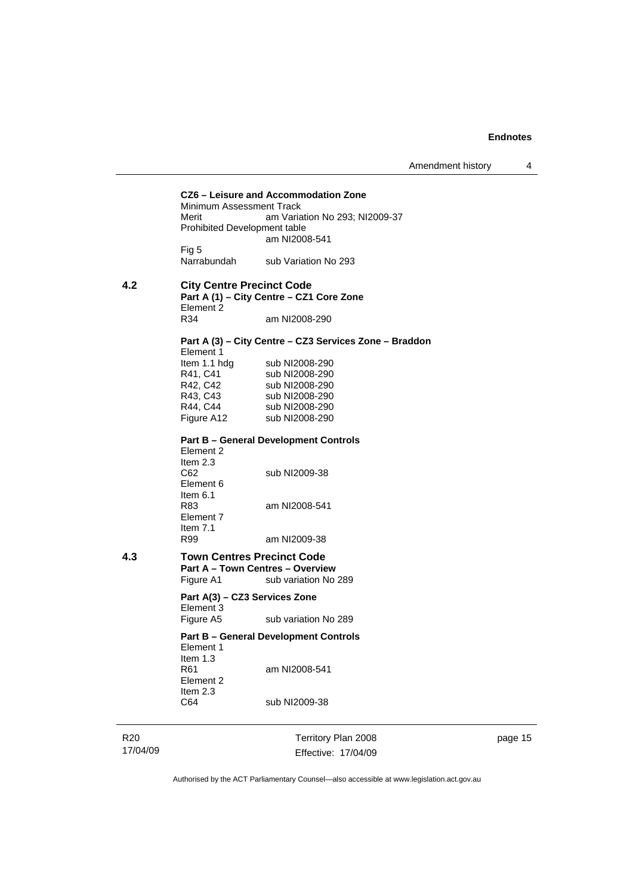**CZ6 – Leisure and Accommodation Zone**

Minimum Assessment Track

| | |
|---|---|
| Merit | am Variation No 293; NI2009-37 |

Prohibited Development table

am NI2008-541

Fig 5

| | |
|---|---|
| Narrabundah | sub Variation No 293 |

## 4.2 City Centre Precinct Code

**Part A (1) – City Centre – CZ1 Core Zone**

Element 2

| | |
|---|---|
| R34 | am NI2008-290 |

**Part A (3) – City Centre – CZ3 Services Zone – Braddon**

Element 1

| | |
|---|---|
| Item 1.1 hdg | sub NI2008-290 |
| R41, C41 | sub NI2008-290 |
| R42, C42 | sub NI2008-290 |
| R43, C43 | sub NI2008-290 |
| R44, C44 | sub NI2008-290 |
| Figure A12 | sub NI2008-290 |

**Part B – General Development Controls**

Element 2

Item 2.3

| | |
|---|---|
| C62 | sub NI2009-38 |

Element 6

Item 6.1

| | |
|---|---|
| R83 | am NI2008-541 |

Element 7

Item 7.1

| | |
|---|---|
| R99 | am NI2009-38 |

## 4.3 Town Centres Precinct Code

**Part A – Town Centres – Overview**

| | |
|---|---|
| Figure A1 | sub variation No 289 |

**Part A(3) – CZ3 Services Zone**

Element 3

| | |
|---|---|
| Figure A5 | sub variation No 289 |

**Part B – General Development Controls**

Element 1

Item 1.3

| | |
|---|---|
| R61 | am NI2008-541 |

Element 2

Item 2.3

| | |
|---|---|
| C64 | sub NI2009-38 |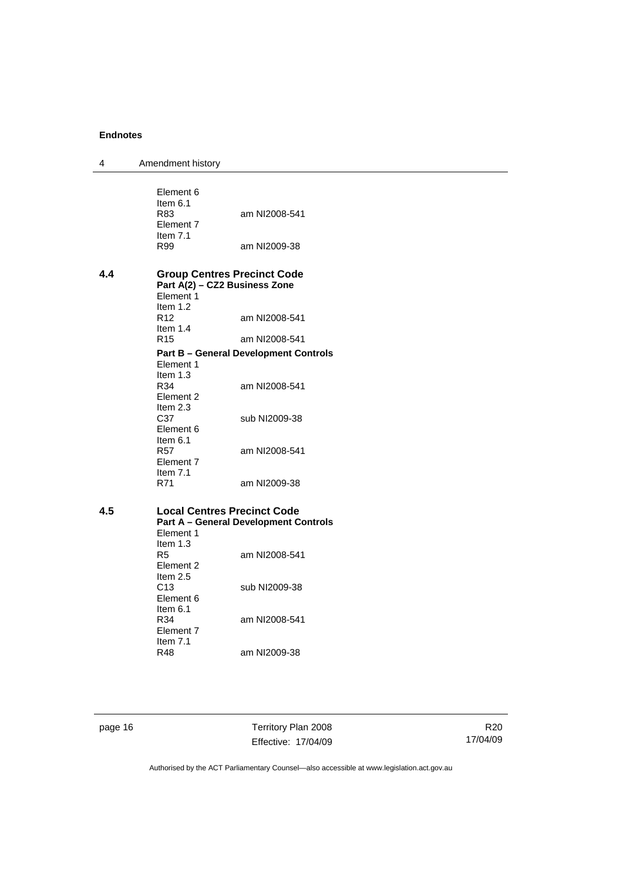Element 6
Item 6.1
R83 am NI2008-541
Element 7
Item 7.1
R99 am NI2009-38

## 4.4 Group Centres Precinct Code

**Part A(2) – CZ2 Business Zone**

Element 1
Item 1.2
R12 am NI2008-541
Item 1.4
R15 am NI2008-541

**Part B – General Development Controls**

Element 1
Item 1.3
R34 am NI2008-541
Element 2
Item 2.3
C37 sub NI2009-38
Element 6
Item 6.1
R57 am NI2008-541
Element 7
Item 7.1
R71 am NI2009-38

## 4.5 Local Centres Precinct Code

**Part A – General Development Controls**

Element 1
Item 1.3
R5 am NI2008-541
Element 2
Item 2.5
C13 sub NI2009-38
Element 6
Item 6.1
R34 am NI2008-541
Element 7
Item 7.1
R48 am NI2009-38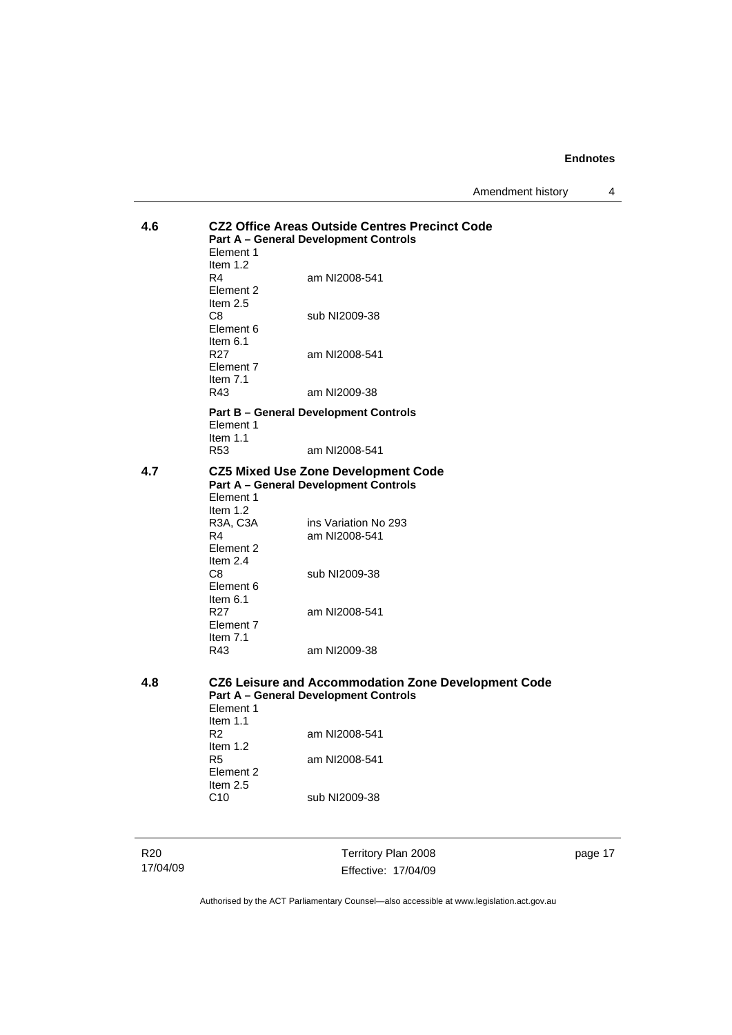**4.6 CZ2 Office Areas Outside Centres Precinct Code**

**Part A – General Development Controls**

Element 1
Item 1.2
R4 am NI2008-541
Element 2
Item 2.5
C8 sub NI2009-38
Element 6
Item 6.1
R27 am NI2008-541
Element 7
Item 7.1
R43 am NI2009-38

**Part B – General Development Controls**

Element 1
Item 1.1
R53 am NI2008-541

**4.7 CZ5 Mixed Use Zone Development Code**

**Part A – General Development Controls**

Element 1
Item 1.2
R3A, C3A ins Variation No 293
R4 am NI2008-541
Element 2
Item 2.4
C8 sub NI2009-38
Element 6
Item 6.1
R27 am NI2008-541
Element 7
Item 7.1
R43 am NI2009-38

**4.8 CZ6 Leisure and Accommodation Zone Development Code**

**Part A – General Development Controls**

Element 1
Item 1.1
R2 am NI2008-541
Item 1.2
R5 am NI2008-541
Element 2
Item 2.5
C10 sub NI2009-38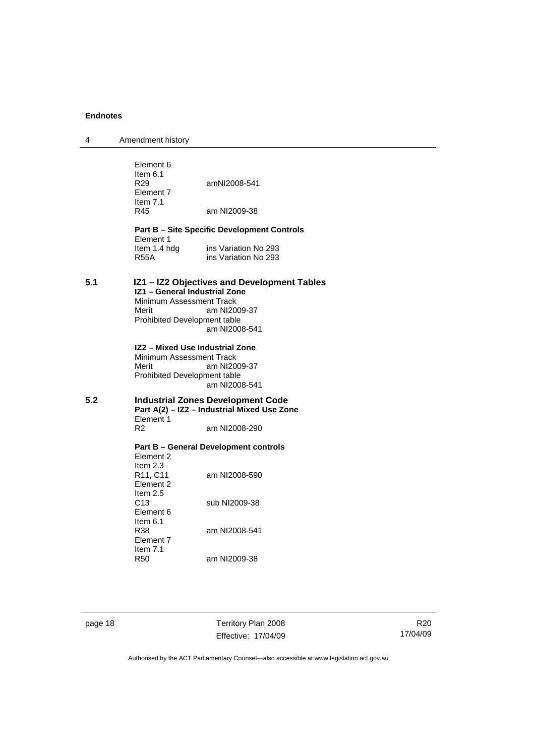Element 6
Item 6.1
R29 amNI2008-541
Element 7
Item 7.1
R45 am NI2009-38

**Part B – Site Specific Development Controls**
Element 1
Item 1.4 hdg ins Variation No 293
R55A ins Variation No 293

## 5.1 IZ1 – IZ2 Objectives and Development Tables

**IZ1 – General Industrial Zone**
Minimum Assessment Track
Merit am NI2009-37
Prohibited Development table
am NI2008-541

**IZ2 – Mixed Use Industrial Zone**
Minimum Assessment Track
Merit am NI2009-37
Prohibited Development table
am NI2008-541

## 5.2 Industrial Zones Development Code

**Part A(2) – IZ2 – Industrial Mixed Use Zone**
Element 1
R2 am NI2008-290

**Part B – General Development controls**
Element 2
Item 2.3
R11, C11 am NI2008-590
Element 2
Item 2.5
C13 sub NI2009-38
Element 6
Item 6.1
R38 am NI2008-541
Element 7
Item 7.1
R50 am NI2009-38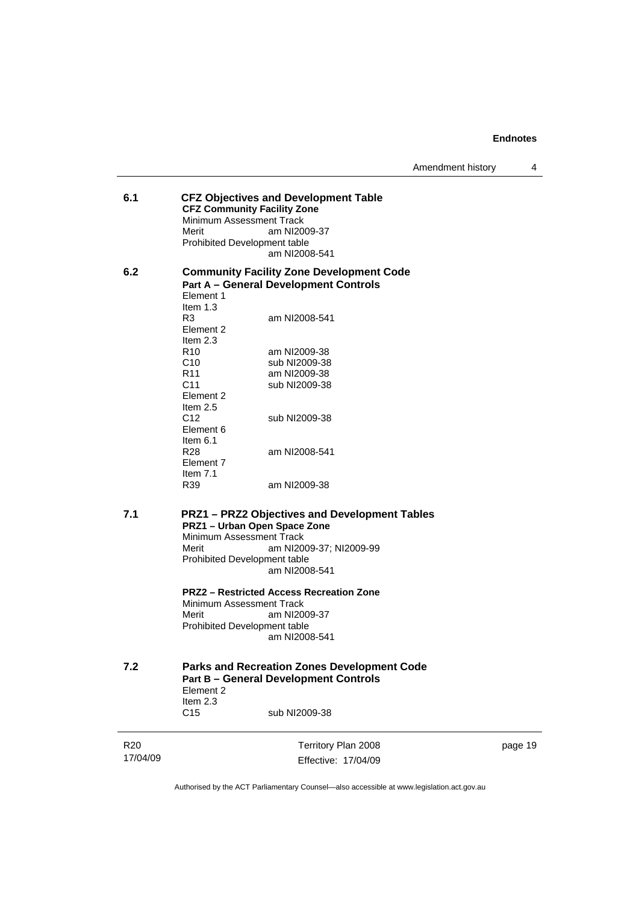**6.1 CFZ Objectives and Development Table**

**CFZ Community Facility Zone**

Minimum Assessment Track

Merit am NI2009-37

Prohibited Development table

am NI2008-541

**6.2 Community Facility Zone Development Code**

**Part A – General Development Controls**

Element 1

Item 1.3

R3 am NI2008-541

Element 2

Item 2.3

R10 am NI2009-38

C10 sub NI2009-38

R11 am NI2009-38

C11 sub NI2009-38

Element 2

Item 2.5

C12 sub NI2009-38

Element 6

Item 6.1

R28 am NI2008-541

Element 7

Item 7.1

R39 am NI2009-38

**7.1 PRZ1 – PRZ2 Objectives and Development Tables**

**PRZ1 – Urban Open Space Zone**

Minimum Assessment Track

Merit am NI2009-37; NI2009-99

Prohibited Development table

am NI2008-541

**PRZ2 – Restricted Access Recreation Zone**

Minimum Assessment Track

Merit am NI2009-37

Prohibited Development table

am NI2008-541

**7.2 Parks and Recreation Zones Development Code**

**Part B – General Development Controls**

Element 2

Item 2.3

C15 sub NI2009-38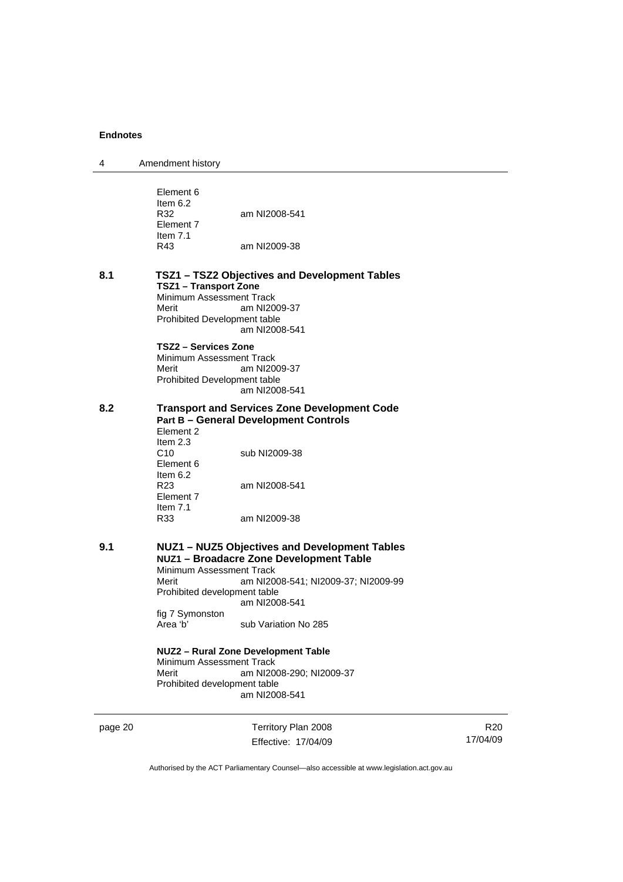Element 6
Item 6.2
R32 am NI2008-541
Element 7
Item 7.1
R43 am NI2009-38

## 8.1 TSZ1 – TSZ2 Objectives and Development Tables

**TSZ1 – Transport Zone**

Minimum Assessment Track
Merit am NI2009-37
Prohibited Development table
am NI2008-541

**TSZ2 – Services Zone**

Minimum Assessment Track
Merit am NI2009-37
Prohibited Development table
am NI2008-541

## 8.2 Transport and Services Zone Development Code

**Part B – General Development Controls**

Element 2
Item 2.3
C10 sub NI2009-38
Element 6
Item 6.2
R23 am NI2008-541
Element 7
Item 7.1
R33 am NI2009-38

## 9.1 NUZ1 – NUZ5 Objectives and Development Tables

**NUZ1 – Broadacre Zone Development Table**

Minimum Assessment Track
Merit am NI2008-541; NI2009-37; NI2009-99
Prohibited development table
am NI2008-541
fig 7 Symonston
Area 'b' sub Variation No 285

**NUZ2 – Rural Zone Development Table**

Minimum Assessment Track
Merit am NI2008-290; NI2009-37
Prohibited development table
am NI2008-541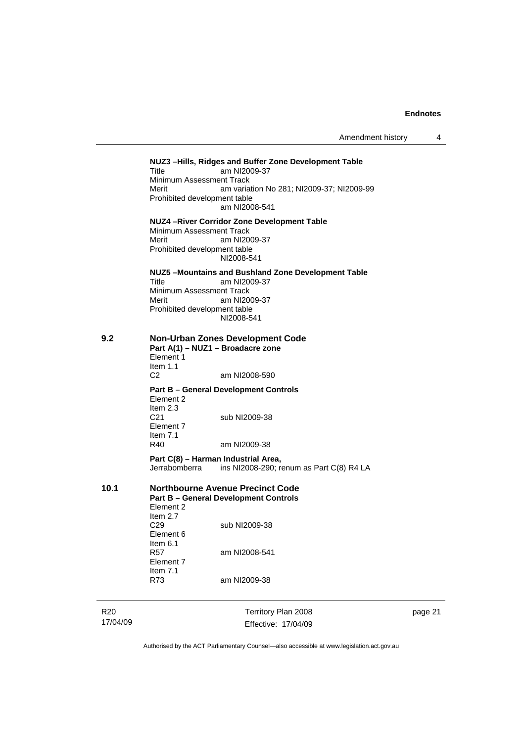**NUZ3 –Hills, Ridges and Buffer Zone Development Table**

Title am NI2009-37

Minimum Assessment Track

Merit am variation No 281; NI2009-37; NI2009-99

Prohibited development table

am NI2008-541

**NUZ4 –River Corridor Zone Development Table**

Minimum Assessment Track

Merit am NI2009-37

Prohibited development table

NI2008-541

**NUZ5 –Mountains and Bushland Zone Development Table**

Title am NI2009-37

Minimum Assessment Track

Merit am NI2009-37

Prohibited development table

NI2008-541

## 9.2 Non-Urban Zones Development Code

**Part A(1) – NUZ1 – Broadacre zone**

Element 1

Item 1.1

C2 am NI2008-590

**Part B – General Development Controls**

Element 2

Item 2.3

C21 sub NI2009-38

Element 7

Item 7.1

R40 am NI2009-38

**Part C(8) – Harman Industrial Area,**

Jerrabomberra ins NI2008-290; renum as Part C(8) R4 LA

## 10.1 Northbourne Avenue Precinct Code

**Part B – General Development Controls**

Element 2

Item 2.7

C29 sub NI2009-38

Element 6

Item 6.1

R57 am NI2008-541

Element 7

Item 7.1

R73 am NI2009-38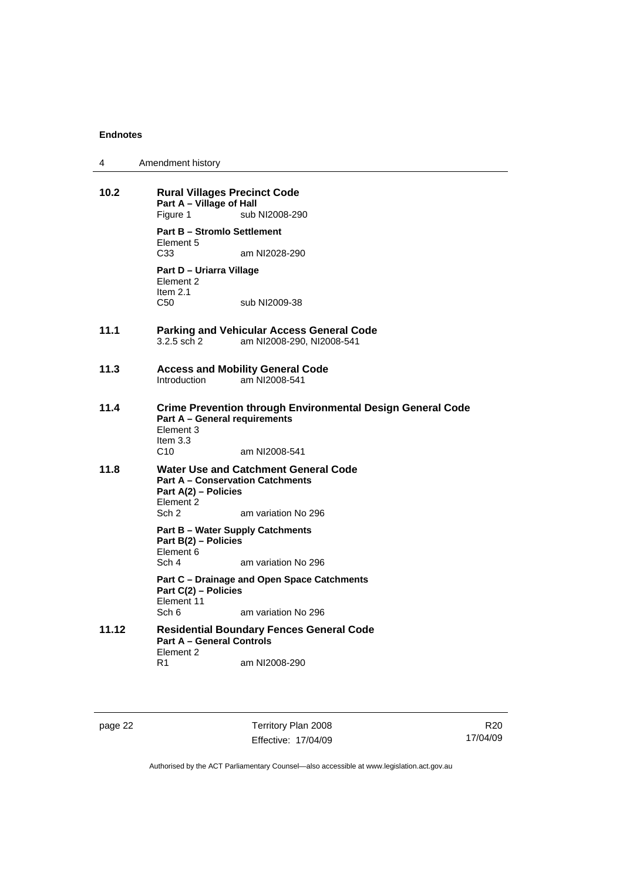## 10.2 Rural Villages Precinct Code

**Part A – Village of Hall**

Figure 1 sub NI2008-290

**Part B – Stromlo Settlement**

Element 5

C33 am NI2028-290

**Part D – Uriarra Village**

Element 2

Item 2.1

C50 sub NI2009-38

## 11.1 Parking and Vehicular Access General Code

3.2.5 sch 2 am NI2008-290, NI2008-541

## 11.3 Access and Mobility General Code

Introduction am NI2008-541

## 11.4 Crime Prevention through Environmental Design General Code

**Part A – General requirements**

Element 3

Item 3.3

C10 am NI2008-541

## 11.8 Water Use and Catchment General Code

**Part A – Conservation Catchments**

**Part A(2) – Policies**

Element 2

Sch 2 am variation No 296

**Part B – Water Supply Catchments**

**Part B(2) – Policies**

Element 6

Sch 4 am variation No 296

**Part C – Drainage and Open Space Catchments**

**Part C(2) – Policies**

Element 11

Sch 6 am variation No 296

## 11.12 Residential Boundary Fences General Code

**Part A – General Controls**

Element 2

R1 am NI2008-290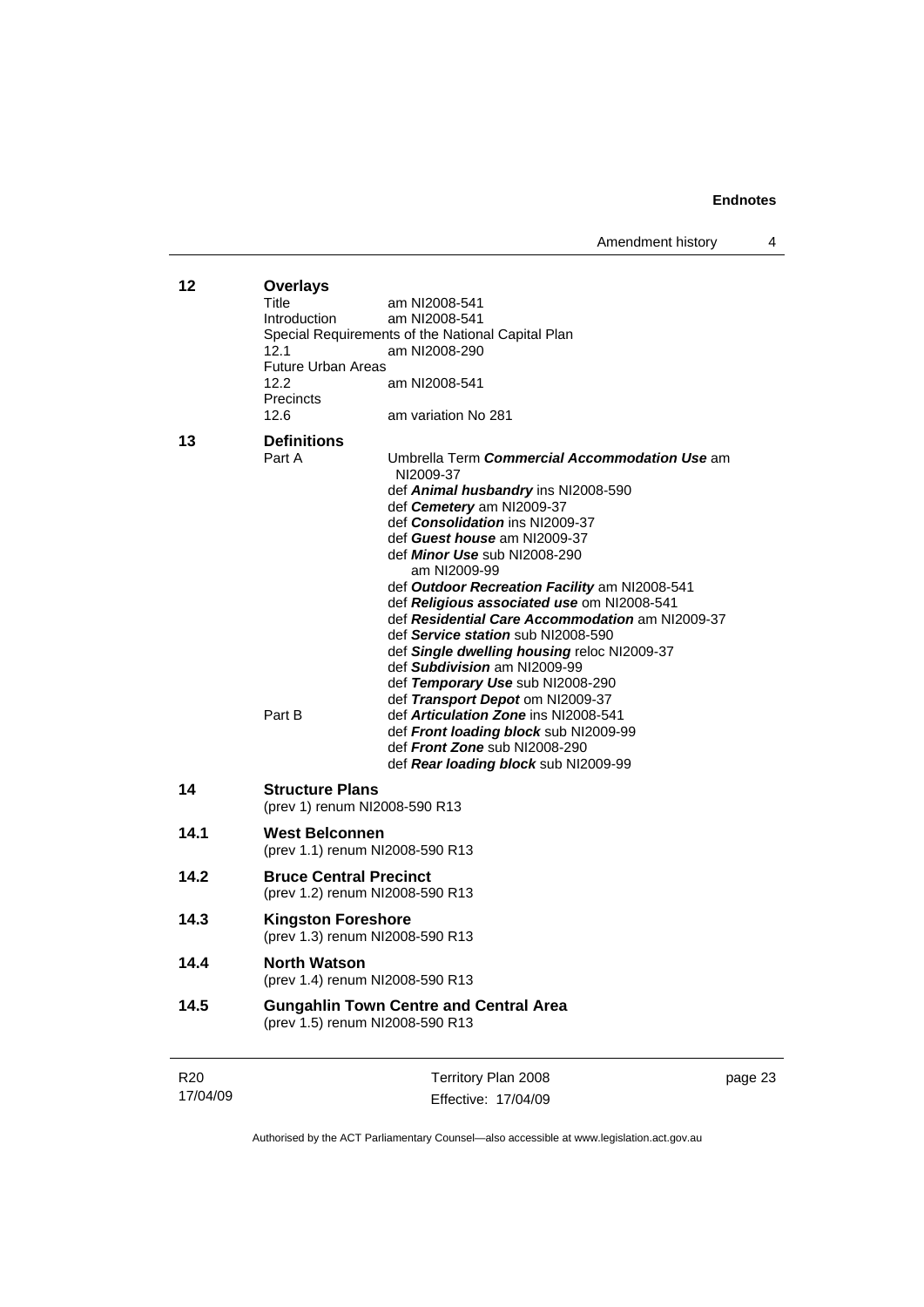**12 Overlays**

Title am NI2008-541

Introduction am NI2008-541

Special Requirements of the National Capital Plan

12.1 am NI2008-290

Future Urban Areas

12.2 am NI2008-541

Precincts

12.6 am variation No 281

**13 Definitions**

Part A

Umbrella Term ***Commercial Accommodation Use*** am NI2009-37

def ***Animal husbandry*** ins NI2008-590

def ***Cemetery*** am NI2009-37

def ***Consolidation*** ins NI2009-37

def ***Guest house*** am NI2009-37

def ***Minor Use*** sub NI2008-290
am NI2009-99

def ***Outdoor Recreation Facility*** am NI2008-541

def ***Religious associated use*** om NI2008-541

def ***Residential Care Accommodation*** am NI2009-37

def ***Service station*** sub NI2008-590

def ***Single dwelling housing*** reloc NI2009-37

def ***Subdivision*** am NI2009-99

def ***Temporary Use*** sub NI2008-290

def ***Transport Depot*** om NI2009-37

Part B

def ***Articulation Zone*** ins NI2008-541

def ***Front loading block*** sub NI2009-99

def ***Front Zone*** sub NI2008-290

def ***Rear loading block*** sub NI2009-99

**14 Structure Plans**

(prev 1) renum NI2008-590 R13

**14.1 West Belconnen**

(prev 1.1) renum NI2008-590 R13

**14.2 Bruce Central Precinct**

(prev 1.2) renum NI2008-590 R13

**14.3 Kingston Foreshore**

(prev 1.3) renum NI2008-590 R13

**14.4 North Watson**

(prev 1.4) renum NI2008-590 R13

**14.5 Gungahlin Town Centre and Central Area**

(prev 1.5) renum NI2008-590 R13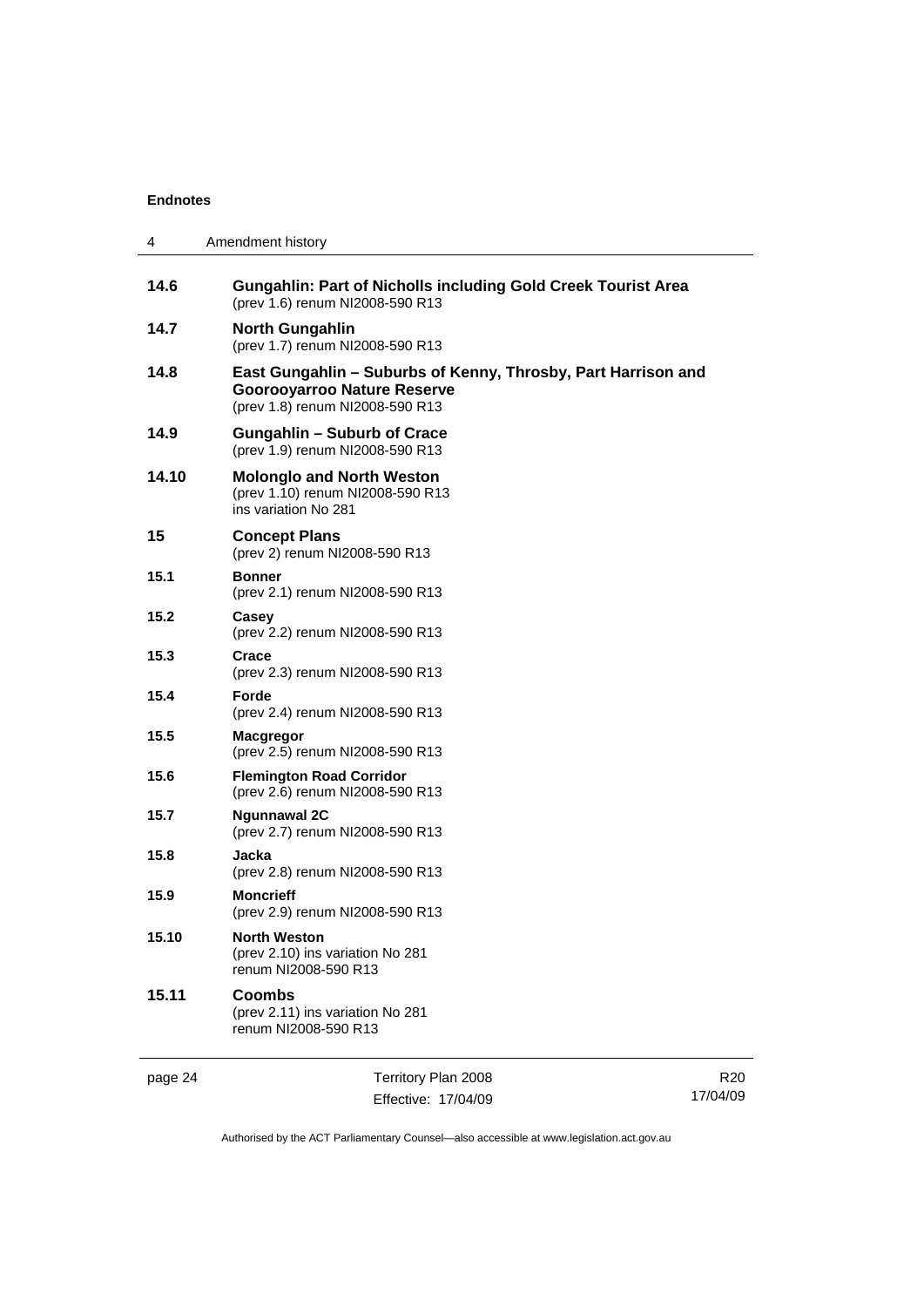**14.6 Gungahlin: Part of Nicholls including Gold Creek Tourist Area**
(prev 1.6) renum NI2008-590 R13

**14.7 North Gungahlin**
(prev 1.7) renum NI2008-590 R13

**14.8 East Gungahlin – Suburbs of Kenny, Throsby, Part Harrison and Goorooyarroo Nature Reserve**
(prev 1.8) renum NI2008-590 R13

**14.9 Gungahlin – Suburb of Crace**
(prev 1.9) renum NI2008-590 R13

**14.10 Molonglo and North Weston**
(prev 1.10) renum NI2008-590 R13
ins variation No 281

**15 Concept Plans**
(prev 2) renum NI2008-590 R13

**15.1 Bonner**
(prev 2.1) renum NI2008-590 R13

**15.2 Casey**
(prev 2.2) renum NI2008-590 R13

**15.3 Crace**
(prev 2.3) renum NI2008-590 R13

**15.4 Forde**
(prev 2.4) renum NI2008-590 R13

**15.5 Macgregor**
(prev 2.5) renum NI2008-590 R13

**15.6 Flemington Road Corridor**
(prev 2.6) renum NI2008-590 R13

**15.7 Ngunnawal 2C**
(prev 2.7) renum NI2008-590 R13

**15.8 Jacka**
(prev 2.8) renum NI2008-590 R13

**15.9 Moncrieff**
(prev 2.9) renum NI2008-590 R13

**15.10 North Weston**
(prev 2.10) ins variation No 281
renum NI2008-590 R13

**15.11 Coombs**
(prev 2.11) ins variation No 281
renum NI2008-590 R13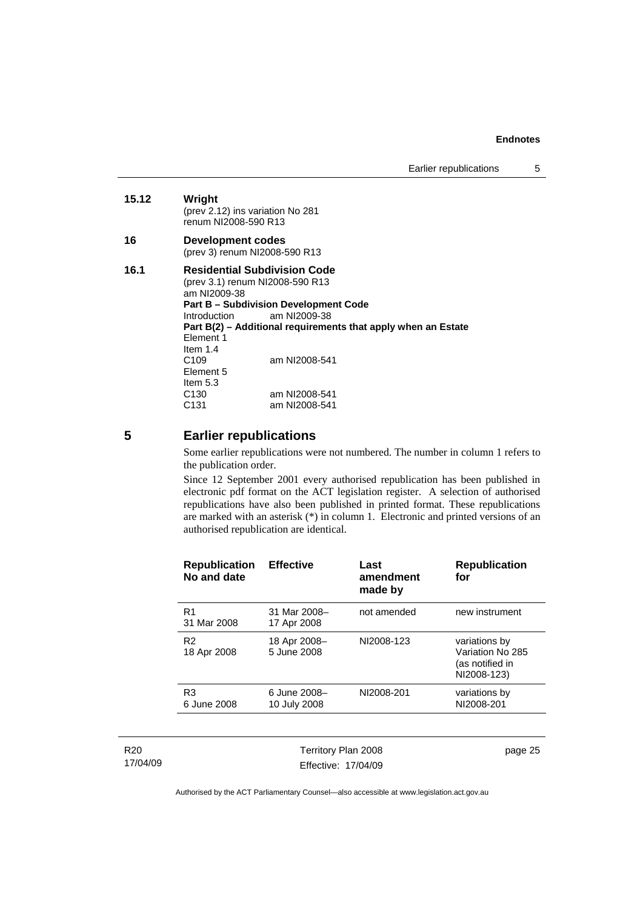**15.12 Wright**
(prev 2.12) ins variation No 281
renum NI2008-590 R13

**16 Development codes**
(prev 3) renum NI2008-590 R13

**16.1 Residential Subdivision Code**
(prev 3.1) renum NI2008-590 R13
am NI2009-38

**Part B – Subdivision Development Code**
Introduction am NI2009-38

**Part B(2) – Additional requirements that apply when an Estate**
Element 1
Item 1.4
C109 am NI2008-541
Element 5
Item 5.3
C130 am NI2008-541
C131 am NI2008-541

## 5 Earlier republications

Some earlier republications were not numbered. The number in column 1 refers to the publication order.

Since 12 September 2001 every authorised republication has been published in electronic pdf format on the ACT legislation register. A selection of authorised republications have also been published in printed format. These republications are marked with an asterisk (*) in column 1. Electronic and printed versions of an authorised republication are identical.

| Republication No and date | Effective | Last amendment made by | Republication for |
|---|---|---|---|
| R1 31 Mar 2008 | 31 Mar 2008– 17 Apr 2008 | not amended | new instrument |
| R2 18 Apr 2008 | 18 Apr 2008– 5 June 2008 | NI2008-123 | variations by Variation No 285 (as notified in NI2008-123) |
| R3 6 June 2008 | 6 June 2008– 10 July 2008 | NI2008-201 | variations by NI2008-201 |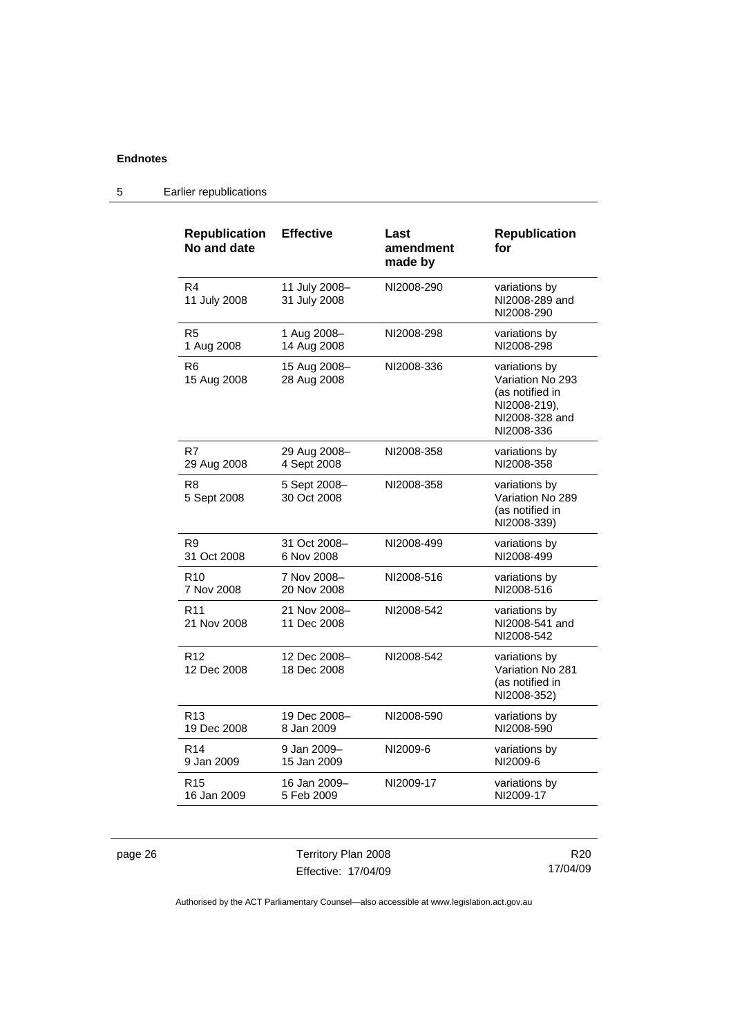| Republication No and date | Effective | Last amendment made by | Republication for |
|---|---|---|---|
| R4<br>11 July 2008 | 11 July 2008–<br>31 July 2008 | NI2008-290 | variations by NI2008-289 and NI2008-290 |
| R5<br>1 Aug 2008 | 1 Aug 2008–<br>14 Aug 2008 | NI2008-298 | variations by NI2008-298 |
| R6<br>15 Aug 2008 | 15 Aug 2008–<br>28 Aug 2008 | NI2008-336 | variations by Variation No 293 (as notified in NI2008-219), NI2008-328 and NI2008-336 |
| R7<br>29 Aug 2008 | 29 Aug 2008–<br>4 Sept 2008 | NI2008-358 | variations by NI2008-358 |
| R8<br>5 Sept 2008 | 5 Sept 2008–<br>30 Oct 2008 | NI2008-358 | variations by Variation No 289 (as notified in NI2008-339) |
| R9<br>31 Oct 2008 | 31 Oct 2008–<br>6 Nov 2008 | NI2008-499 | variations by NI2008-499 |
| R10<br>7 Nov 2008 | 7 Nov 2008–<br>20 Nov 2008 | NI2008-516 | variations by NI2008-516 |
| R11<br>21 Nov 2008 | 21 Nov 2008–<br>11 Dec 2008 | NI2008-542 | variations by NI2008-541 and NI2008-542 |
| R12<br>12 Dec 2008 | 12 Dec 2008–<br>18 Dec 2008 | NI2008-542 | variations by Variation No 281 (as notified in NI2008-352) |
| R13<br>19 Dec 2008 | 19 Dec 2008–<br>8 Jan 2009 | NI2008-590 | variations by NI2008-590 |
| R14<br>9 Jan 2009 | 9 Jan 2009–<br>15 Jan 2009 | NI2009-6 | variations by NI2009-6 |
| R15<br>16 Jan 2009 | 16 Jan 2009–<br>5 Feb 2009 | NI2009-17 | variations by NI2009-17 |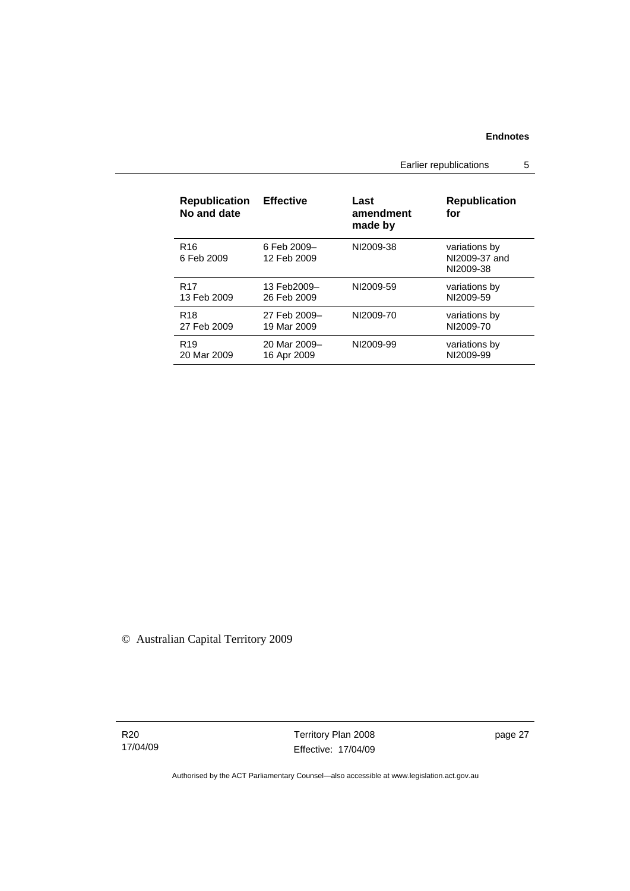| Republication No and date | Effective | Last amendment made by | Republication for |
|---|---|---|---|
| R16 6 Feb 2009 | 6 Feb 2009– 12 Feb 2009 | NI2009-38 | variations by NI2009-37 and NI2009-38 |
| R17 13 Feb 2009 | 13 Feb2009– 26 Feb 2009 | NI2009-59 | variations by NI2009-59 |
| R18 27 Feb 2009 | 27 Feb 2009– 19 Mar 2009 | NI2009-70 | variations by NI2009-70 |
| R19 20 Mar 2009 | 20 Mar 2009– 16 Apr 2009 | NI2009-99 | variations by NI2009-99 |

© Australian Capital Territory 2009